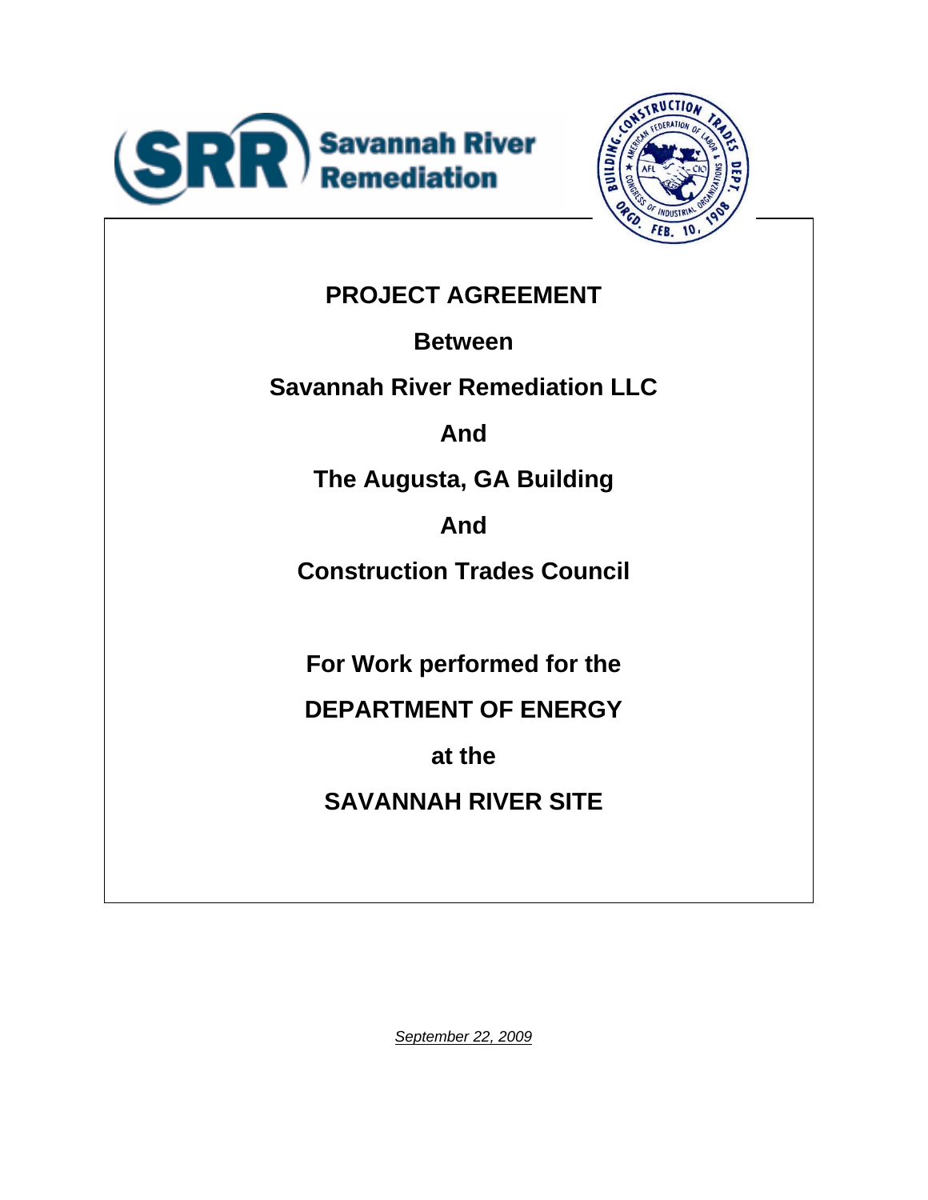Savannah River Remediation

# PROJECT AGREEMENT

**Between**

**Savannah River Remediation LLC**

**And**

**The Augusta, GA Building**

**And**

**Construction Trades Council**

**For Work performed for the**

**DEPARTMENT OF ENERGY**

**at the**

**SAVANNAH RIVER SITE**

*September 22, 2009*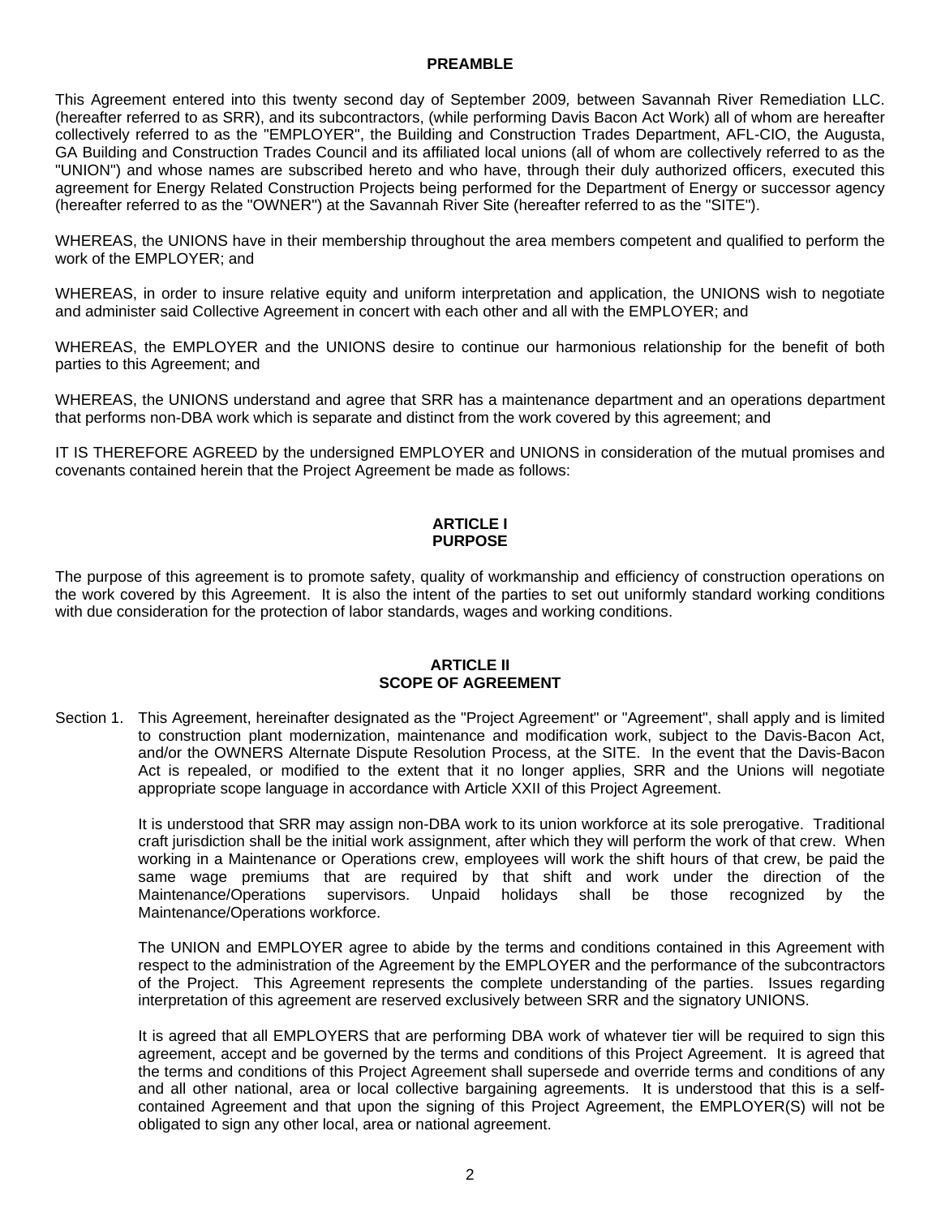**PREAMBLE**

This Agreement entered into this twenty second day of September 2009*,* between Savannah River Remediation LLC. (hereafter referred to as SRR), and its subcontractors, (while performing Davis Bacon Act Work) all of whom are hereafter collectively referred to as the "EMPLOYER", the Building and Construction Trades Department, AFL-CIO, the Augusta, GA Building and Construction Trades Council and its affiliated local unions (all of whom are collectively referred to as the "UNION") and whose names are subscribed hereto and who have, through their duly authorized officers, executed this agreement for Energy Related Construction Projects being performed for the Department of Energy or successor agency (hereafter referred to as the "OWNER") at the Savannah River Site (hereafter referred to as the "SITE").

WHEREAS, the UNIONS have in their membership throughout the area members competent and qualified to perform the work of the EMPLOYER; and

WHEREAS, in order to insure relative equity and uniform interpretation and application, the UNIONS wish to negotiate and administer said Collective Agreement in concert with each other and all with the EMPLOYER; and

WHEREAS, the EMPLOYER and the UNIONS desire to continue our harmonious relationship for the benefit of both parties to this Agreement; and

WHEREAS, the UNIONS understand and agree that SRR has a maintenance department and an operations department that performs non-DBA work which is separate and distinct from the work covered by this agreement; and

IT IS THEREFORE AGREED by the undersigned EMPLOYER and UNIONS in consideration of the mutual promises and covenants contained herein that the Project Agreement be made as follows:

## ARTICLE I
## PURPOSE

The purpose of this agreement is to promote safety, quality of workmanship and efficiency of construction operations on the work covered by this Agreement. It is also the intent of the parties to set out uniformly standard working conditions with due consideration for the protection of labor standards, wages and working conditions.

## ARTICLE II
## SCOPE OF AGREEMENT

Section 1. This Agreement, hereinafter designated as the "Project Agreement" or "Agreement", shall apply and is limited to construction plant modernization, maintenance and modification work, subject to the Davis-Bacon Act, and/or the OWNERS Alternate Dispute Resolution Process, at the SITE. In the event that the Davis-Bacon Act is repealed, or modified to the extent that it no longer applies, SRR and the Unions will negotiate appropriate scope language in accordance with Article XXII of this Project Agreement.

It is understood that SRR may assign non-DBA work to its union workforce at its sole prerogative. Traditional craft jurisdiction shall be the initial work assignment, after which they will perform the work of that crew. When working in a Maintenance or Operations crew, employees will work the shift hours of that crew, be paid the same wage premiums that are required by that shift and work under the direction of the Maintenance/Operations supervisors. Unpaid holidays shall be those recognized by the Maintenance/Operations workforce.

The UNION and EMPLOYER agree to abide by the terms and conditions contained in this Agreement with respect to the administration of the Agreement by the EMPLOYER and the performance of the subcontractors of the Project. This Agreement represents the complete understanding of the parties. Issues regarding interpretation of this agreement are reserved exclusively between SRR and the signatory UNIONS.

It is agreed that all EMPLOYERS that are performing DBA work of whatever tier will be required to sign this agreement, accept and be governed by the terms and conditions of this Project Agreement. It is agreed that the terms and conditions of this Project Agreement shall supersede and override terms and conditions of any and all other national, area or local collective bargaining agreements. It is understood that this is a self-contained Agreement and that upon the signing of this Project Agreement, the EMPLOYER(S) will not be obligated to sign any other local, area or national agreement.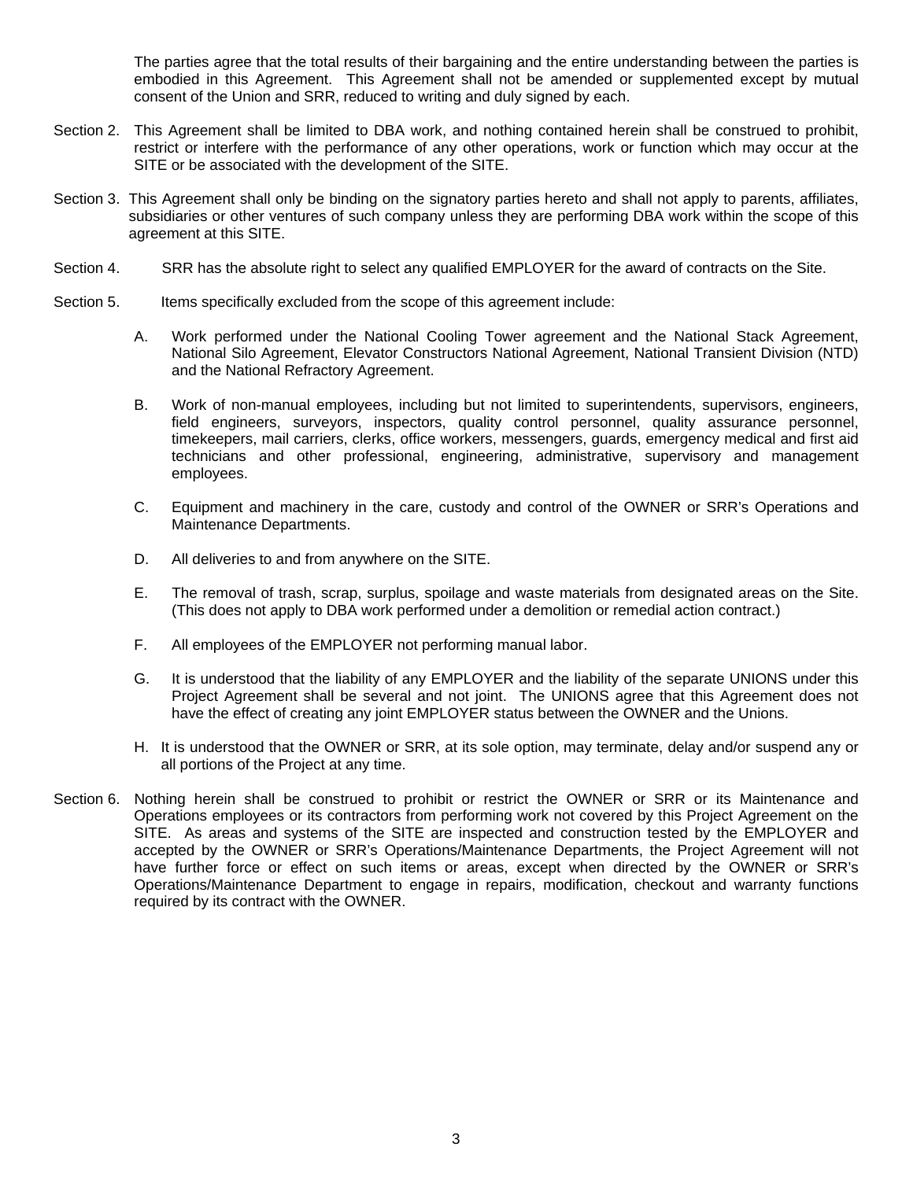The parties agree that the total results of their bargaining and the entire understanding between the parties is embodied in this Agreement. This Agreement shall not be amended or supplemented except by mutual consent of the Union and SRR, reduced to writing and duly signed by each.

Section 2. This Agreement shall be limited to DBA work, and nothing contained herein shall be construed to prohibit, restrict or interfere with the performance of any other operations, work or function which may occur at the SITE or be associated with the development of the SITE.

Section 3. This Agreement shall only be binding on the signatory parties hereto and shall not apply to parents, affiliates, subsidiaries or other ventures of such company unless they are performing DBA work within the scope of this agreement at this SITE.

Section 4. SRR has the absolute right to select any qualified EMPLOYER for the award of contracts on the Site.

Section 5. Items specifically excluded from the scope of this agreement include:

A. Work performed under the National Cooling Tower agreement and the National Stack Agreement, National Silo Agreement, Elevator Constructors National Agreement, National Transient Division (NTD) and the National Refractory Agreement.

B. Work of non-manual employees, including but not limited to superintendents, supervisors, engineers, field engineers, surveyors, inspectors, quality control personnel, quality assurance personnel, timekeepers, mail carriers, clerks, office workers, messengers, guards, emergency medical and first aid technicians and other professional, engineering, administrative, supervisory and management employees.

C. Equipment and machinery in the care, custody and control of the OWNER or SRR's Operations and Maintenance Departments.

D. All deliveries to and from anywhere on the SITE.

E. The removal of trash, scrap, surplus, spoilage and waste materials from designated areas on the Site. (This does not apply to DBA work performed under a demolition or remedial action contract.)

F. All employees of the EMPLOYER not performing manual labor.

G. It is understood that the liability of any EMPLOYER and the liability of the separate UNIONS under this Project Agreement shall be several and not joint. The UNIONS agree that this Agreement does not have the effect of creating any joint EMPLOYER status between the OWNER and the Unions.

H. It is understood that the OWNER or SRR, at its sole option, may terminate, delay and/or suspend any or all portions of the Project at any time.

Section 6. Nothing herein shall be construed to prohibit or restrict the OWNER or SRR or its Maintenance and Operations employees or its contractors from performing work not covered by this Project Agreement on the SITE. As areas and systems of the SITE are inspected and construction tested by the EMPLOYER and accepted by the OWNER or SRR's Operations/Maintenance Departments, the Project Agreement will not have further force or effect on such items or areas, except when directed by the OWNER or SRR's Operations/Maintenance Department to engage in repairs, modification, checkout and warranty functions required by its contract with the OWNER.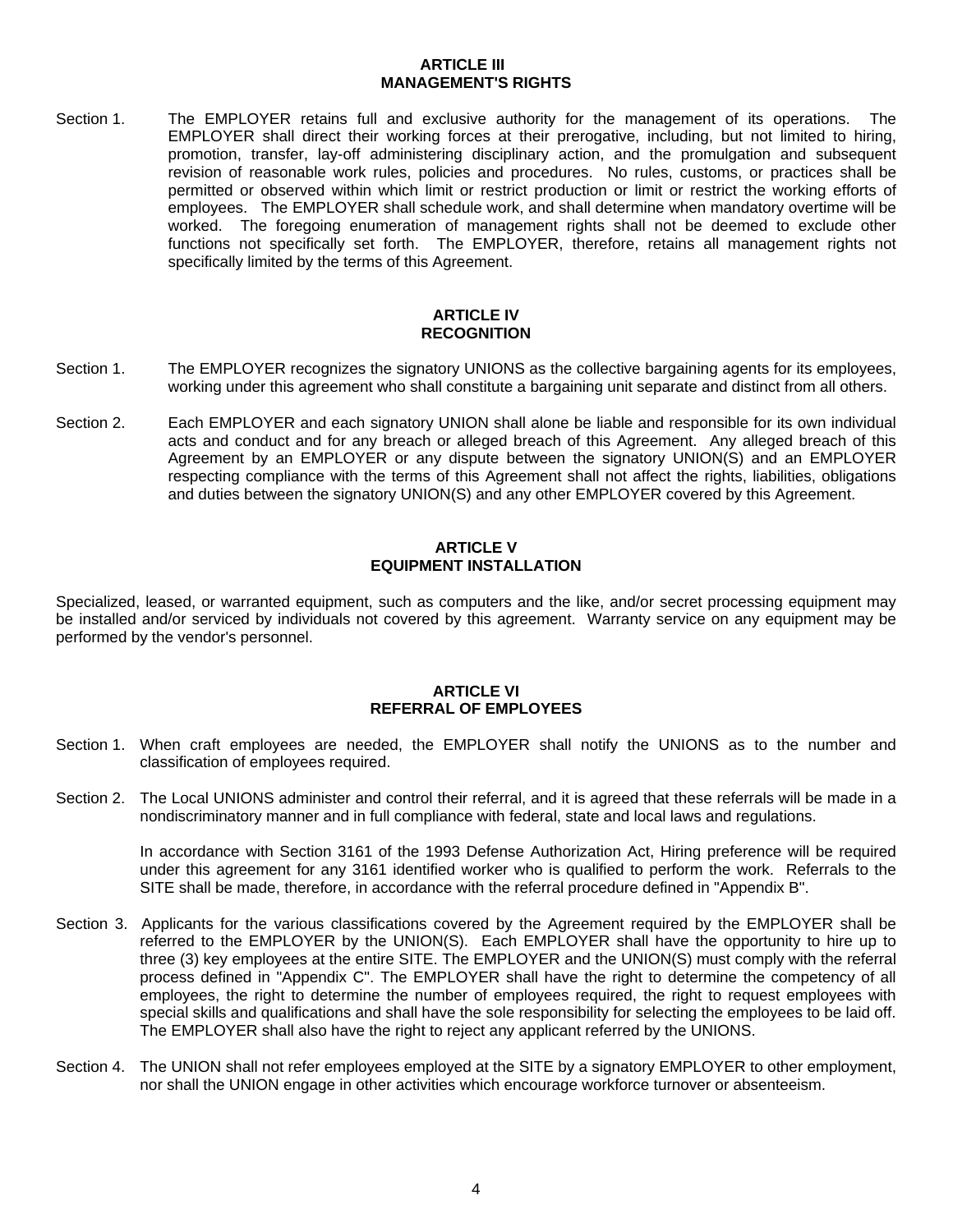## ARTICLE III
## MANAGEMENT'S RIGHTS

Section 1. The EMPLOYER retains full and exclusive authority for the management of its operations. The EMPLOYER shall direct their working forces at their prerogative, including, but not limited to hiring, promotion, transfer, lay-off administering disciplinary action, and the promulgation and subsequent revision of reasonable work rules, policies and procedures. No rules, customs, or practices shall be permitted or observed within which limit or restrict production or limit or restrict the working efforts of employees. The EMPLOYER shall schedule work, and shall determine when mandatory overtime will be worked. The foregoing enumeration of management rights shall not be deemed to exclude other functions not specifically set forth. The EMPLOYER, therefore, retains all management rights not specifically limited by the terms of this Agreement.

## ARTICLE IV
## RECOGNITION

Section 1. The EMPLOYER recognizes the signatory UNIONS as the collective bargaining agents for its employees, working under this agreement who shall constitute a bargaining unit separate and distinct from all others.

Section 2. Each EMPLOYER and each signatory UNION shall alone be liable and responsible for its own individual acts and conduct and for any breach or alleged breach of this Agreement. Any alleged breach of this Agreement by an EMPLOYER or any dispute between the signatory UNION(S) and an EMPLOYER respecting compliance with the terms of this Agreement shall not affect the rights, liabilities, obligations and duties between the signatory UNION(S) and any other EMPLOYER covered by this Agreement.

## ARTICLE V
## EQUIPMENT INSTALLATION

Specialized, leased, or warranted equipment, such as computers and the like, and/or secret processing equipment may be installed and/or serviced by individuals not covered by this agreement. Warranty service on any equipment may be performed by the vendor's personnel.

## ARTICLE VI
## REFERRAL OF EMPLOYEES

Section 1. When craft employees are needed, the EMPLOYER shall notify the UNIONS as to the number and classification of employees required.

Section 2. The Local UNIONS administer and control their referral, and it is agreed that these referrals will be made in a nondiscriminatory manner and in full compliance with federal, state and local laws and regulations.

In accordance with Section 3161 of the 1993 Defense Authorization Act, Hiring preference will be required under this agreement for any 3161 identified worker who is qualified to perform the work. Referrals to the SITE shall be made, therefore, in accordance with the referral procedure defined in "Appendix B".

Section 3. Applicants for the various classifications covered by the Agreement required by the EMPLOYER shall be referred to the EMPLOYER by the UNION(S). Each EMPLOYER shall have the opportunity to hire up to three (3) key employees at the entire SITE. The EMPLOYER and the UNION(S) must comply with the referral process defined in "Appendix C". The EMPLOYER shall have the right to determine the competency of all employees, the right to determine the number of employees required, the right to request employees with special skills and qualifications and shall have the sole responsibility for selecting the employees to be laid off. The EMPLOYER shall also have the right to reject any applicant referred by the UNIONS.

Section 4. The UNION shall not refer employees employed at the SITE by a signatory EMPLOYER to other employment, nor shall the UNION engage in other activities which encourage workforce turnover or absenteeism.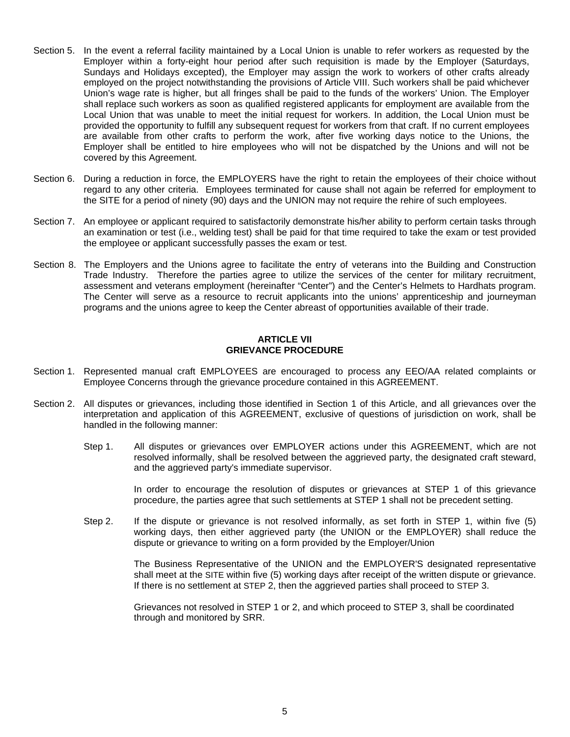Section 5. In the event a referral facility maintained by a Local Union is unable to refer workers as requested by the Employer within a forty-eight hour period after such requisition is made by the Employer (Saturdays, Sundays and Holidays excepted), the Employer may assign the work to workers of other crafts already employed on the project notwithstanding the provisions of Article VIII. Such workers shall be paid whichever Union's wage rate is higher, but all fringes shall be paid to the funds of the workers' Union. The Employer shall replace such workers as soon as qualified registered applicants for employment are available from the Local Union that was unable to meet the initial request for workers. In addition, the Local Union must be provided the opportunity to fulfill any subsequent request for workers from that craft. If no current employees are available from other crafts to perform the work, after five working days notice to the Unions, the Employer shall be entitled to hire employees who will not be dispatched by the Unions and will not be covered by this Agreement.

Section 6. During a reduction in force, the EMPLOYERS have the right to retain the employees of their choice without regard to any other criteria. Employees terminated for cause shall not again be referred for employment to the SITE for a period of ninety (90) days and the UNION may not require the rehire of such employees.

Section 7. An employee or applicant required to satisfactorily demonstrate his/her ability to perform certain tasks through an examination or test (i.e., welding test) shall be paid for that time required to take the exam or test provided the employee or applicant successfully passes the exam or test.

Section 8. The Employers and the Unions agree to facilitate the entry of veterans into the Building and Construction Trade Industry. Therefore the parties agree to utilize the services of the center for military recruitment, assessment and veterans employment (hereinafter "Center") and the Center's Helmets to Hardhats program. The Center will serve as a resource to recruit applicants into the unions' apprenticeship and journeyman programs and the unions agree to keep the Center abreast of opportunities available of their trade.

## ARTICLE VII
## GRIEVANCE PROCEDURE

Section 1. Represented manual craft EMPLOYEES are encouraged to process any EEO/AA related complaints or Employee Concerns through the grievance procedure contained in this AGREEMENT.

Section 2. All disputes or grievances, including those identified in Section 1 of this Article, and all grievances over the interpretation and application of this AGREEMENT, exclusive of questions of jurisdiction on work, shall be handled in the following manner:

Step 1. All disputes or grievances over EMPLOYER actions under this AGREEMENT, which are not resolved informally, shall be resolved between the aggrieved party, the designated craft steward, and the aggrieved party's immediate supervisor.

In order to encourage the resolution of disputes or grievances at STEP 1 of this grievance procedure, the parties agree that such settlements at STEP 1 shall not be precedent setting.

Step 2. If the dispute or grievance is not resolved informally, as set forth in STEP 1, within five (5) working days, then either aggrieved party (the UNION or the EMPLOYER) shall reduce the dispute or grievance to writing on a form provided by the Employer/Union

The Business Representative of the UNION and the EMPLOYER'S designated representative shall meet at the SITE within five (5) working days after receipt of the written dispute or grievance. If there is no settlement at STEP 2, then the aggrieved parties shall proceed to STEP 3.

Grievances not resolved in STEP 1 or 2, and which proceed to STEP 3, shall be coordinated through and monitored by SRR.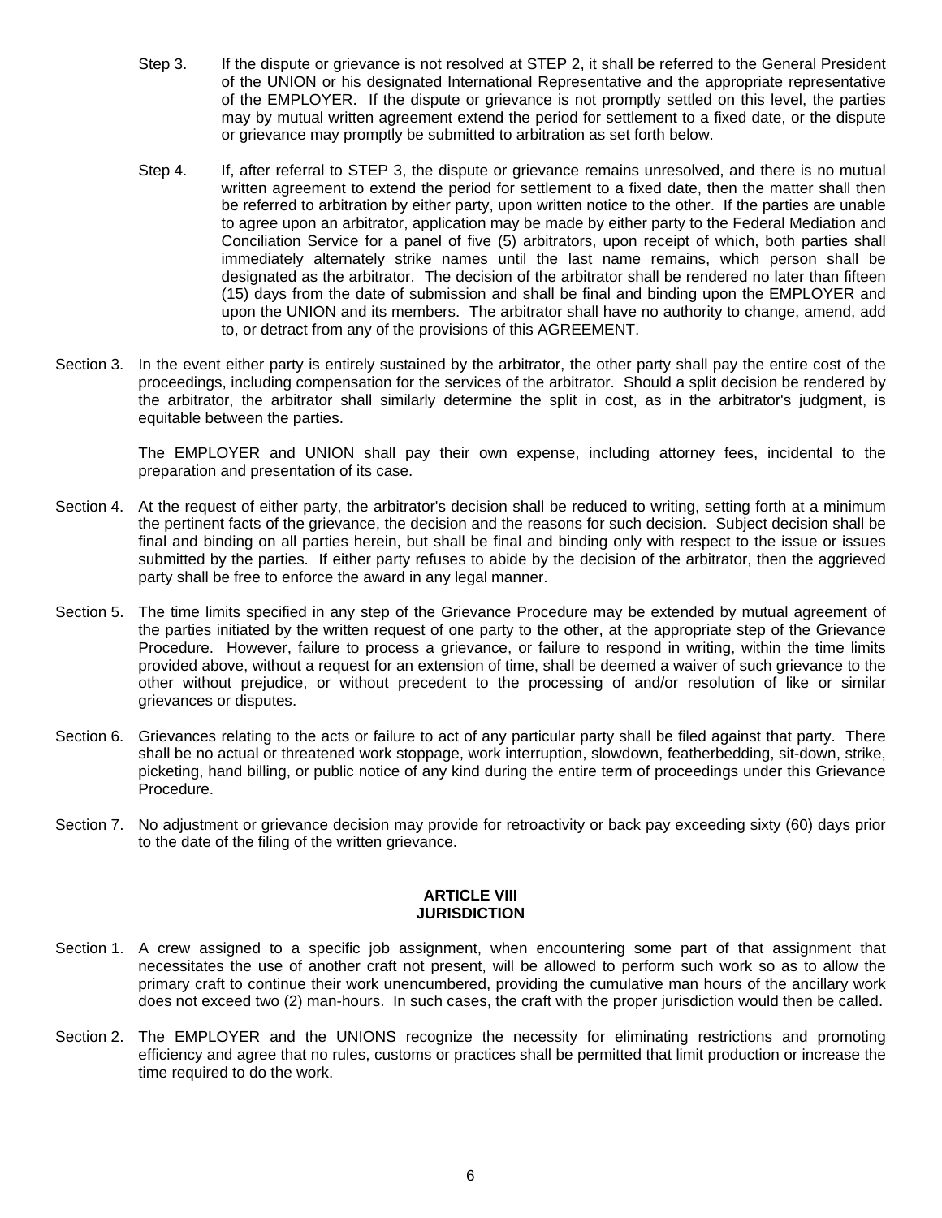Step 3. If the dispute or grievance is not resolved at STEP 2, it shall be referred to the General President of the UNION or his designated International Representative and the appropriate representative of the EMPLOYER. If the dispute or grievance is not promptly settled on this level, the parties may by mutual written agreement extend the period for settlement to a fixed date, or the dispute or grievance may promptly be submitted to arbitration as set forth below.

Step 4. If, after referral to STEP 3, the dispute or grievance remains unresolved, and there is no mutual written agreement to extend the period for settlement to a fixed date, then the matter shall then be referred to arbitration by either party, upon written notice to the other. If the parties are unable to agree upon an arbitrator, application may be made by either party to the Federal Mediation and Conciliation Service for a panel of five (5) arbitrators, upon receipt of which, both parties shall immediately alternately strike names until the last name remains, which person shall be designated as the arbitrator. The decision of the arbitrator shall be rendered no later than fifteen (15) days from the date of submission and shall be final and binding upon the EMPLOYER and upon the UNION and its members. The arbitrator shall have no authority to change, amend, add to, or detract from any of the provisions of this AGREEMENT.

Section 3. In the event either party is entirely sustained by the arbitrator, the other party shall pay the entire cost of the proceedings, including compensation for the services of the arbitrator. Should a split decision be rendered by the arbitrator, the arbitrator shall similarly determine the split in cost, as in the arbitrator's judgment, is equitable between the parties.

The EMPLOYER and UNION shall pay their own expense, including attorney fees, incidental to the preparation and presentation of its case.

Section 4. At the request of either party, the arbitrator's decision shall be reduced to writing, setting forth at a minimum the pertinent facts of the grievance, the decision and the reasons for such decision. Subject decision shall be final and binding on all parties herein, but shall be final and binding only with respect to the issue or issues submitted by the parties. If either party refuses to abide by the decision of the arbitrator, then the aggrieved party shall be free to enforce the award in any legal manner.

Section 5. The time limits specified in any step of the Grievance Procedure may be extended by mutual agreement of the parties initiated by the written request of one party to the other, at the appropriate step of the Grievance Procedure. However, failure to process a grievance, or failure to respond in writing, within the time limits provided above, without a request for an extension of time, shall be deemed a waiver of such grievance to the other without prejudice, or without precedent to the processing of and/or resolution of like or similar grievances or disputes.

Section 6. Grievances relating to the acts or failure to act of any particular party shall be filed against that party. There shall be no actual or threatened work stoppage, work interruption, slowdown, featherbedding, sit-down, strike, picketing, hand billing, or public notice of any kind during the entire term of proceedings under this Grievance Procedure.

Section 7. No adjustment or grievance decision may provide for retroactivity or back pay exceeding sixty (60) days prior to the date of the filing of the written grievance.

## ARTICLE VIII
## JURISDICTION

Section 1. A crew assigned to a specific job assignment, when encountering some part of that assignment that necessitates the use of another craft not present, will be allowed to perform such work so as to allow the primary craft to continue their work unencumbered, providing the cumulative man hours of the ancillary work does not exceed two (2) man-hours. In such cases, the craft with the proper jurisdiction would then be called.

Section 2. The EMPLOYER and the UNIONS recognize the necessity for eliminating restrictions and promoting efficiency and agree that no rules, customs or practices shall be permitted that limit production or increase the time required to do the work.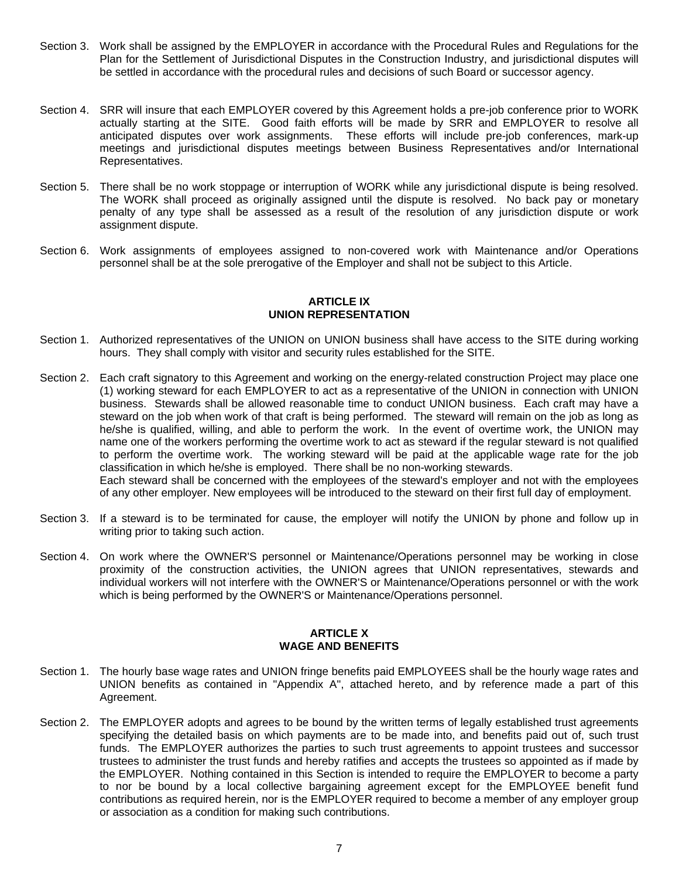Section 3. Work shall be assigned by the EMPLOYER in accordance with the Procedural Rules and Regulations for the Plan for the Settlement of Jurisdictional Disputes in the Construction Industry, and jurisdictional disputes will be settled in accordance with the procedural rules and decisions of such Board or successor agency.

Section 4. SRR will insure that each EMPLOYER covered by this Agreement holds a pre-job conference prior to WORK actually starting at the SITE. Good faith efforts will be made by SRR and EMPLOYER to resolve all anticipated disputes over work assignments. These efforts will include pre-job conferences, mark-up meetings and jurisdictional disputes meetings between Business Representatives and/or International Representatives.

Section 5. There shall be no work stoppage or interruption of WORK while any jurisdictional dispute is being resolved. The WORK shall proceed as originally assigned until the dispute is resolved. No back pay or monetary penalty of any type shall be assessed as a result of the resolution of any jurisdiction dispute or work assignment dispute.

Section 6. Work assignments of employees assigned to non-covered work with Maintenance and/or Operations personnel shall be at the sole prerogative of the Employer and shall not be subject to this Article.

## ARTICLE IX
## UNION REPRESENTATION

Section 1. Authorized representatives of the UNION on UNION business shall have access to the SITE during working hours. They shall comply with visitor and security rules established for the SITE.

Section 2. Each craft signatory to this Agreement and working on the energy-related construction Project may place one (1) working steward for each EMPLOYER to act as a representative of the UNION in connection with UNION business. Stewards shall be allowed reasonable time to conduct UNION business. Each craft may have a steward on the job when work of that craft is being performed. The steward will remain on the job as long as he/she is qualified, willing, and able to perform the work. In the event of overtime work, the UNION may name one of the workers performing the overtime work to act as steward if the regular steward is not qualified to perform the overtime work. The working steward will be paid at the applicable wage rate for the job classification in which he/she is employed. There shall be no non-working stewards.
Each steward shall be concerned with the employees of the steward's employer and not with the employees of any other employer. New employees will be introduced to the steward on their first full day of employment.

Section 3. If a steward is to be terminated for cause, the employer will notify the UNION by phone and follow up in writing prior to taking such action.

Section 4. On work where the OWNER'S personnel or Maintenance/Operations personnel may be working in close proximity of the construction activities, the UNION agrees that UNION representatives, stewards and individual workers will not interfere with the OWNER'S or Maintenance/Operations personnel or with the work which is being performed by the OWNER'S or Maintenance/Operations personnel.

## ARTICLE X
## WAGE AND BENEFITS

Section 1. The hourly base wage rates and UNION fringe benefits paid EMPLOYEES shall be the hourly wage rates and UNION benefits as contained in "Appendix A", attached hereto, and by reference made a part of this Agreement.

Section 2. The EMPLOYER adopts and agrees to be bound by the written terms of legally established trust agreements specifying the detailed basis on which payments are to be made into, and benefits paid out of, such trust funds. The EMPLOYER authorizes the parties to such trust agreements to appoint trustees and successor trustees to administer the trust funds and hereby ratifies and accepts the trustees so appointed as if made by the EMPLOYER. Nothing contained in this Section is intended to require the EMPLOYER to become a party to nor be bound by a local collective bargaining agreement except for the EMPLOYEE benefit fund contributions as required herein, nor is the EMPLOYER required to become a member of any employer group or association as a condition for making such contributions.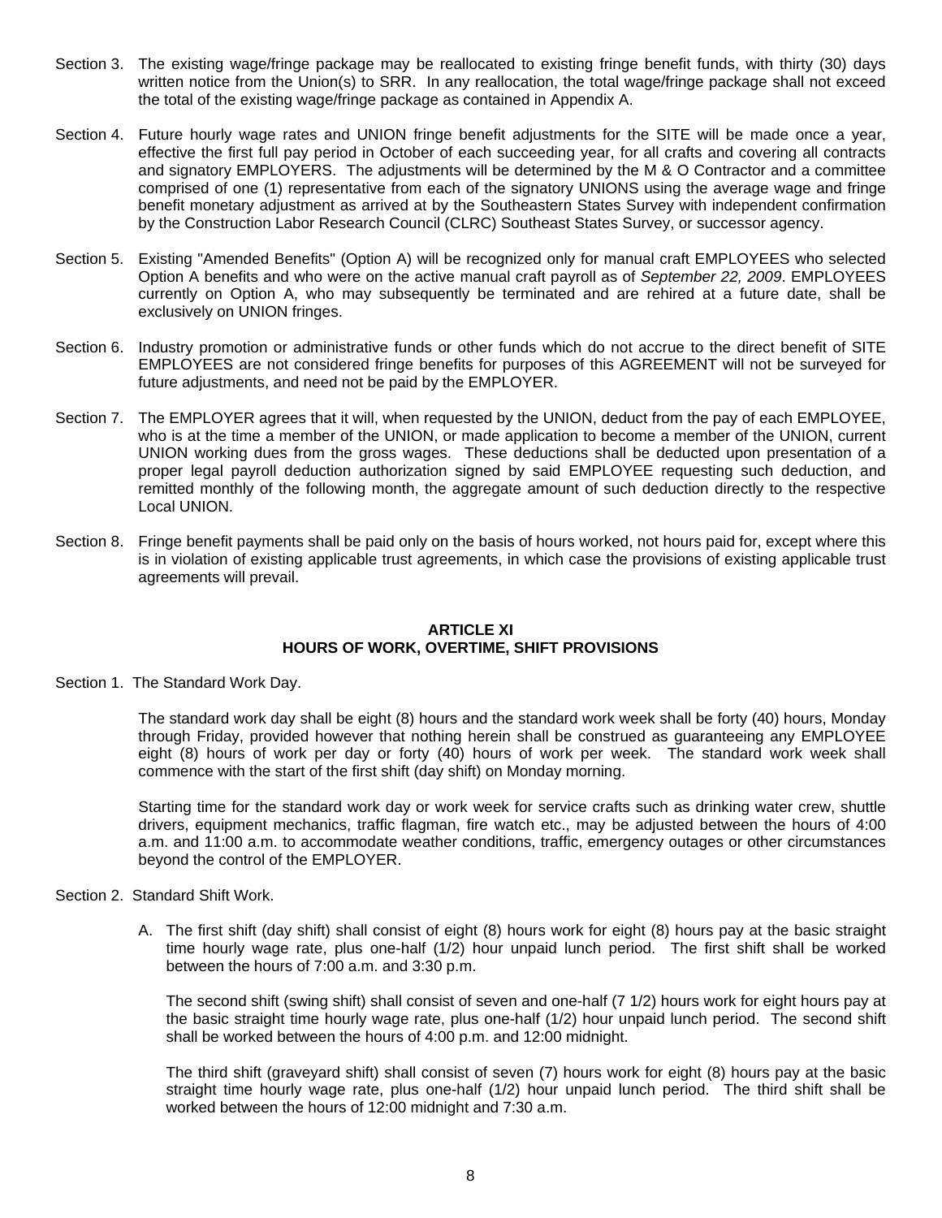Section 3. The existing wage/fringe package may be reallocated to existing fringe benefit funds, with thirty (30) days written notice from the Union(s) to SRR. In any reallocation, the total wage/fringe package shall not exceed the total of the existing wage/fringe package as contained in Appendix A.

Section 4. Future hourly wage rates and UNION fringe benefit adjustments for the SITE will be made once a year, effective the first full pay period in October of each succeeding year, for all crafts and covering all contracts and signatory EMPLOYERS. The adjustments will be determined by the M & O Contractor and a committee comprised of one (1) representative from each of the signatory UNIONS using the average wage and fringe benefit monetary adjustment as arrived at by the Southeastern States Survey with independent confirmation by the Construction Labor Research Council (CLRC) Southeast States Survey, or successor agency.

Section 5. Existing "Amended Benefits" (Option A) will be recognized only for manual craft EMPLOYEES who selected Option A benefits and who were on the active manual craft payroll as of *September 22, 2009*. EMPLOYEES currently on Option A, who may subsequently be terminated and are rehired at a future date, shall be exclusively on UNION fringes.

Section 6. Industry promotion or administrative funds or other funds which do not accrue to the direct benefit of SITE EMPLOYEES are not considered fringe benefits for purposes of this AGREEMENT will not be surveyed for future adjustments, and need not be paid by the EMPLOYER.

Section 7. The EMPLOYER agrees that it will, when requested by the UNION, deduct from the pay of each EMPLOYEE, who is at the time a member of the UNION, or made application to become a member of the UNION, current UNION working dues from the gross wages. These deductions shall be deducted upon presentation of a proper legal payroll deduction authorization signed by said EMPLOYEE requesting such deduction, and remitted monthly of the following month, the aggregate amount of such deduction directly to the respective Local UNION.

Section 8. Fringe benefit payments shall be paid only on the basis of hours worked, not hours paid for, except where this is in violation of existing applicable trust agreements, in which case the provisions of existing applicable trust agreements will prevail.

## ARTICLE XI
## HOURS OF WORK, OVERTIME, SHIFT PROVISIONS

Section 1. The Standard Work Day.

The standard work day shall be eight (8) hours and the standard work week shall be forty (40) hours, Monday through Friday, provided however that nothing herein shall be construed as guaranteeing any EMPLOYEE eight (8) hours of work per day or forty (40) hours of work per week. The standard work week shall commence with the start of the first shift (day shift) on Monday morning.

Starting time for the standard work day or work week for service crafts such as drinking water crew, shuttle drivers, equipment mechanics, traffic flagman, fire watch etc., may be adjusted between the hours of 4:00 a.m. and 11:00 a.m. to accommodate weather conditions, traffic, emergency outages or other circumstances beyond the control of the EMPLOYER.

Section 2. Standard Shift Work.

A. The first shift (day shift) shall consist of eight (8) hours work for eight (8) hours pay at the basic straight time hourly wage rate, plus one-half (1/2) hour unpaid lunch period. The first shift shall be worked between the hours of 7:00 a.m. and 3:30 p.m.

   The second shift (swing shift) shall consist of seven and one-half (7 1/2) hours work for eight hours pay at the basic straight time hourly wage rate, plus one-half (1/2) hour unpaid lunch period. The second shift shall be worked between the hours of 4:00 p.m. and 12:00 midnight.

   The third shift (graveyard shift) shall consist of seven (7) hours work for eight (8) hours pay at the basic straight time hourly wage rate, plus one-half (1/2) hour unpaid lunch period. The third shift shall be worked between the hours of 12:00 midnight and 7:30 a.m.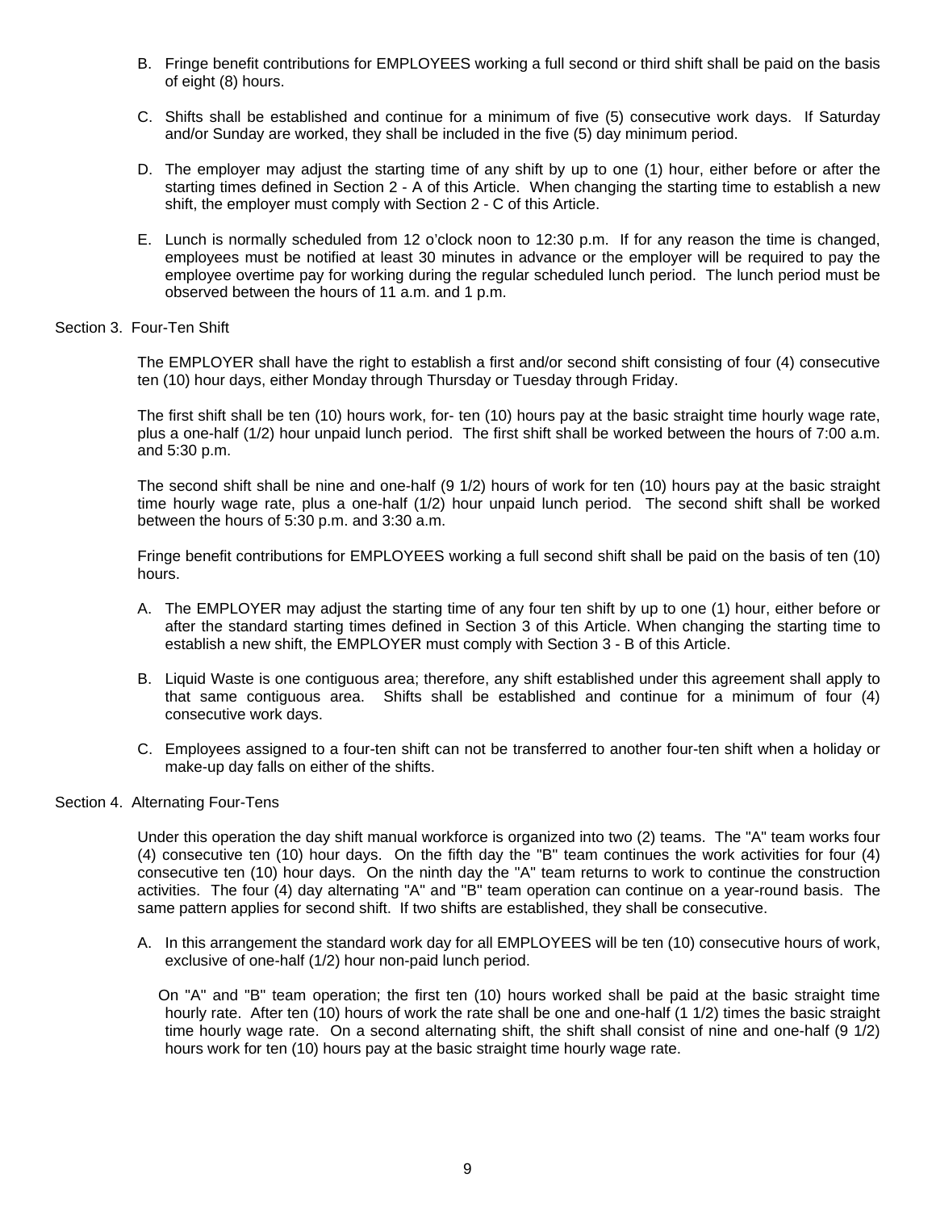B. Fringe benefit contributions for EMPLOYEES working a full second or third shift shall be paid on the basis of eight (8) hours.

C. Shifts shall be established and continue for a minimum of five (5) consecutive work days. If Saturday and/or Sunday are worked, they shall be included in the five (5) day minimum period.

D. The employer may adjust the starting time of any shift by up to one (1) hour, either before or after the starting times defined in Section 2 - A of this Article. When changing the starting time to establish a new shift, the employer must comply with Section 2 - C of this Article.

E. Lunch is normally scheduled from 12 o'clock noon to 12:30 p.m. If for any reason the time is changed, employees must be notified at least 30 minutes in advance or the employer will be required to pay the employee overtime pay for working during the regular scheduled lunch period. The lunch period must be observed between the hours of 11 a.m. and 1 p.m.

Section 3. Four-Ten Shift

The EMPLOYER shall have the right to establish a first and/or second shift consisting of four (4) consecutive ten (10) hour days, either Monday through Thursday or Tuesday through Friday.

The first shift shall be ten (10) hours work, for- ten (10) hours pay at the basic straight time hourly wage rate, plus a one-half (1/2) hour unpaid lunch period. The first shift shall be worked between the hours of 7:00 a.m. and 5:30 p.m.

The second shift shall be nine and one-half (9 1/2) hours of work for ten (10) hours pay at the basic straight time hourly wage rate, plus a one-half (1/2) hour unpaid lunch period. The second shift shall be worked between the hours of 5:30 p.m. and 3:30 a.m.

Fringe benefit contributions for EMPLOYEES working a full second shift shall be paid on the basis of ten (10) hours.

A. The EMPLOYER may adjust the starting time of any four ten shift by up to one (1) hour, either before or after the standard starting times defined in Section 3 of this Article. When changing the starting time to establish a new shift, the EMPLOYER must comply with Section 3 - B of this Article.

B. Liquid Waste is one contiguous area; therefore, any shift established under this agreement shall apply to that same contiguous area. Shifts shall be established and continue for a minimum of four (4) consecutive work days.

C. Employees assigned to a four-ten shift can not be transferred to another four-ten shift when a holiday or make-up day falls on either of the shifts.

Section 4. Alternating Four-Tens

Under this operation the day shift manual workforce is organized into two (2) teams. The "A" team works four (4) consecutive ten (10) hour days. On the fifth day the "B" team continues the work activities for four (4) consecutive ten (10) hour days. On the ninth day the "A" team returns to work to continue the construction activities. The four (4) day alternating "A" and "B" team operation can continue on a year-round basis. The same pattern applies for second shift. If two shifts are established, they shall be consecutive.

A. In this arrangement the standard work day for all EMPLOYEES will be ten (10) consecutive hours of work, exclusive of one-half (1/2) hour non-paid lunch period.

   On "A" and "B" team operation; the first ten (10) hours worked shall be paid at the basic straight time hourly rate. After ten (10) hours of work the rate shall be one and one-half (1 1/2) times the basic straight time hourly wage rate. On a second alternating shift, the shift shall consist of nine and one-half (9 1/2) hours work for ten (10) hours pay at the basic straight time hourly wage rate.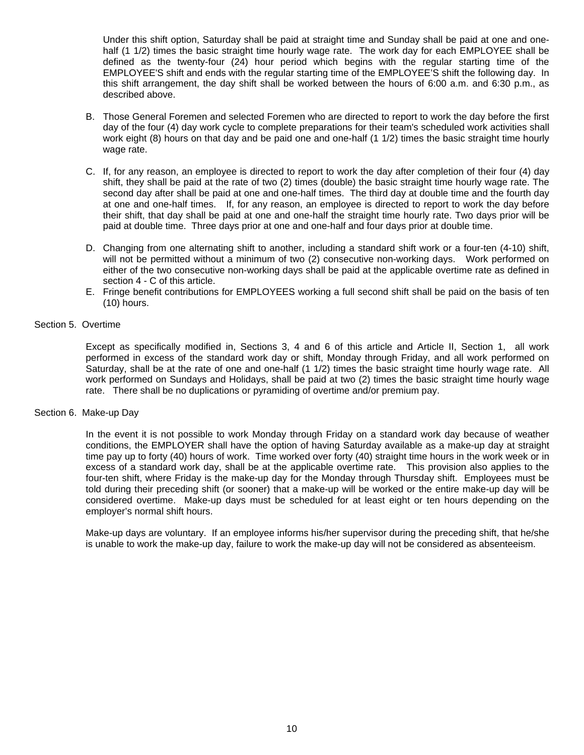Under this shift option, Saturday shall be paid at straight time and Sunday shall be paid at one and one-half (1 1/2) times the basic straight time hourly wage rate. The work day for each EMPLOYEE shall be defined as the twenty-four (24) hour period which begins with the regular starting time of the EMPLOYEE'S shift and ends with the regular starting time of the EMPLOYEE'S shift the following day. In this shift arrangement, the day shift shall be worked between the hours of 6:00 a.m. and 6:30 p.m., as described above.

B. Those General Foremen and selected Foremen who are directed to report to work the day before the first day of the four (4) day work cycle to complete preparations for their team's scheduled work activities shall work eight (8) hours on that day and be paid one and one-half (1 1/2) times the basic straight time hourly wage rate.

C. If, for any reason, an employee is directed to report to work the day after completion of their four (4) day shift, they shall be paid at the rate of two (2) times (double) the basic straight time hourly wage rate. The second day after shall be paid at one and one-half times. The third day at double time and the fourth day at one and one-half times. If, for any reason, an employee is directed to report to work the day before their shift, that day shall be paid at one and one-half the straight time hourly rate. Two days prior will be paid at double time. Three days prior at one and one-half and four days prior at double time.

D. Changing from one alternating shift to another, including a standard shift work or a four-ten (4-10) shift, will not be permitted without a minimum of two (2) consecutive non-working days. Work performed on either of the two consecutive non-working days shall be paid at the applicable overtime rate as defined in section 4 - C of this article.

E. Fringe benefit contributions for EMPLOYEES working a full second shift shall be paid on the basis of ten (10) hours.

Section 5. Overtime

Except as specifically modified in, Sections 3, 4 and 6 of this article and Article II, Section 1, all work performed in excess of the standard work day or shift, Monday through Friday, and all work performed on Saturday, shall be at the rate of one and one-half (1 1/2) times the basic straight time hourly wage rate. All work performed on Sundays and Holidays, shall be paid at two (2) times the basic straight time hourly wage rate. There shall be no duplications or pyramiding of overtime and/or premium pay.

Section 6. Make-up Day

In the event it is not possible to work Monday through Friday on a standard work day because of weather conditions, the EMPLOYER shall have the option of having Saturday available as a make-up day at straight time pay up to forty (40) hours of work. Time worked over forty (40) straight time hours in the work week or in excess of a standard work day, shall be at the applicable overtime rate. This provision also applies to the four-ten shift, where Friday is the make-up day for the Monday through Thursday shift. Employees must be told during their preceding shift (or sooner) that a make-up will be worked or the entire make-up day will be considered overtime. Make-up days must be scheduled for at least eight or ten hours depending on the employer's normal shift hours.

Make-up days are voluntary. If an employee informs his/her supervisor during the preceding shift, that he/she is unable to work the make-up day, failure to work the make-up day will not be considered as absenteeism.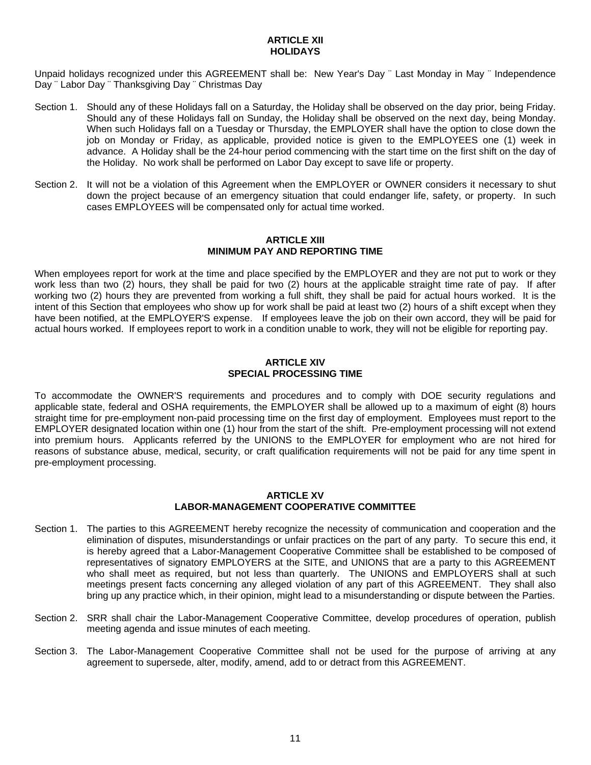## ARTICLE XII
## HOLIDAYS

Unpaid holidays recognized under this AGREEMENT shall be: New Year's Day ¨ Last Monday in May ¨ Independence Day ¨ Labor Day ¨ Thanksgiving Day ¨ Christmas Day

Section 1. Should any of these Holidays fall on a Saturday, the Holiday shall be observed on the day prior, being Friday. Should any of these Holidays fall on Sunday, the Holiday shall be observed on the next day, being Monday. When such Holidays fall on a Tuesday or Thursday, the EMPLOYER shall have the option to close down the job on Monday or Friday, as applicable, provided notice is given to the EMPLOYEES one (1) week in advance. A Holiday shall be the 24-hour period commencing with the start time on the first shift on the day of the Holiday. No work shall be performed on Labor Day except to save life or property.

Section 2. It will not be a violation of this Agreement when the EMPLOYER or OWNER considers it necessary to shut down the project because of an emergency situation that could endanger life, safety, or property. In such cases EMPLOYEES will be compensated only for actual time worked.

## ARTICLE XIII
## MINIMUM PAY AND REPORTING TIME

When employees report for work at the time and place specified by the EMPLOYER and they are not put to work or they work less than two (2) hours, they shall be paid for two (2) hours at the applicable straight time rate of pay. If after working two (2) hours they are prevented from working a full shift, they shall be paid for actual hours worked. It is the intent of this Section that employees who show up for work shall be paid at least two (2) hours of a shift except when they have been notified, at the EMPLOYER'S expense. If employees leave the job on their own accord, they will be paid for actual hours worked. If employees report to work in a condition unable to work, they will not be eligible for reporting pay.

## ARTICLE XIV
## SPECIAL PROCESSING TIME

To accommodate the OWNER'S requirements and procedures and to comply with DOE security regulations and applicable state, federal and OSHA requirements, the EMPLOYER shall be allowed up to a maximum of eight (8) hours straight time for pre-employment non-paid processing time on the first day of employment. Employees must report to the EMPLOYER designated location within one (1) hour from the start of the shift. Pre-employment processing will not extend into premium hours. Applicants referred by the UNIONS to the EMPLOYER for employment who are not hired for reasons of substance abuse, medical, security, or craft qualification requirements will not be paid for any time spent in pre-employment processing.

## ARTICLE XV
## LABOR-MANAGEMENT COOPERATIVE COMMITTEE

Section 1. The parties to this AGREEMENT hereby recognize the necessity of communication and cooperation and the elimination of disputes, misunderstandings or unfair practices on the part of any party. To secure this end, it is hereby agreed that a Labor-Management Cooperative Committee shall be established to be composed of representatives of signatory EMPLOYERS at the SITE, and UNIONS that are a party to this AGREEMENT who shall meet as required, but not less than quarterly. The UNIONS and EMPLOYERS shall at such meetings present facts concerning any alleged violation of any part of this AGREEMENT. They shall also bring up any practice which, in their opinion, might lead to a misunderstanding or dispute between the Parties.

Section 2. SRR shall chair the Labor-Management Cooperative Committee, develop procedures of operation, publish meeting agenda and issue minutes of each meeting.

Section 3. The Labor-Management Cooperative Committee shall not be used for the purpose of arriving at any agreement to supersede, alter, modify, amend, add to or detract from this AGREEMENT.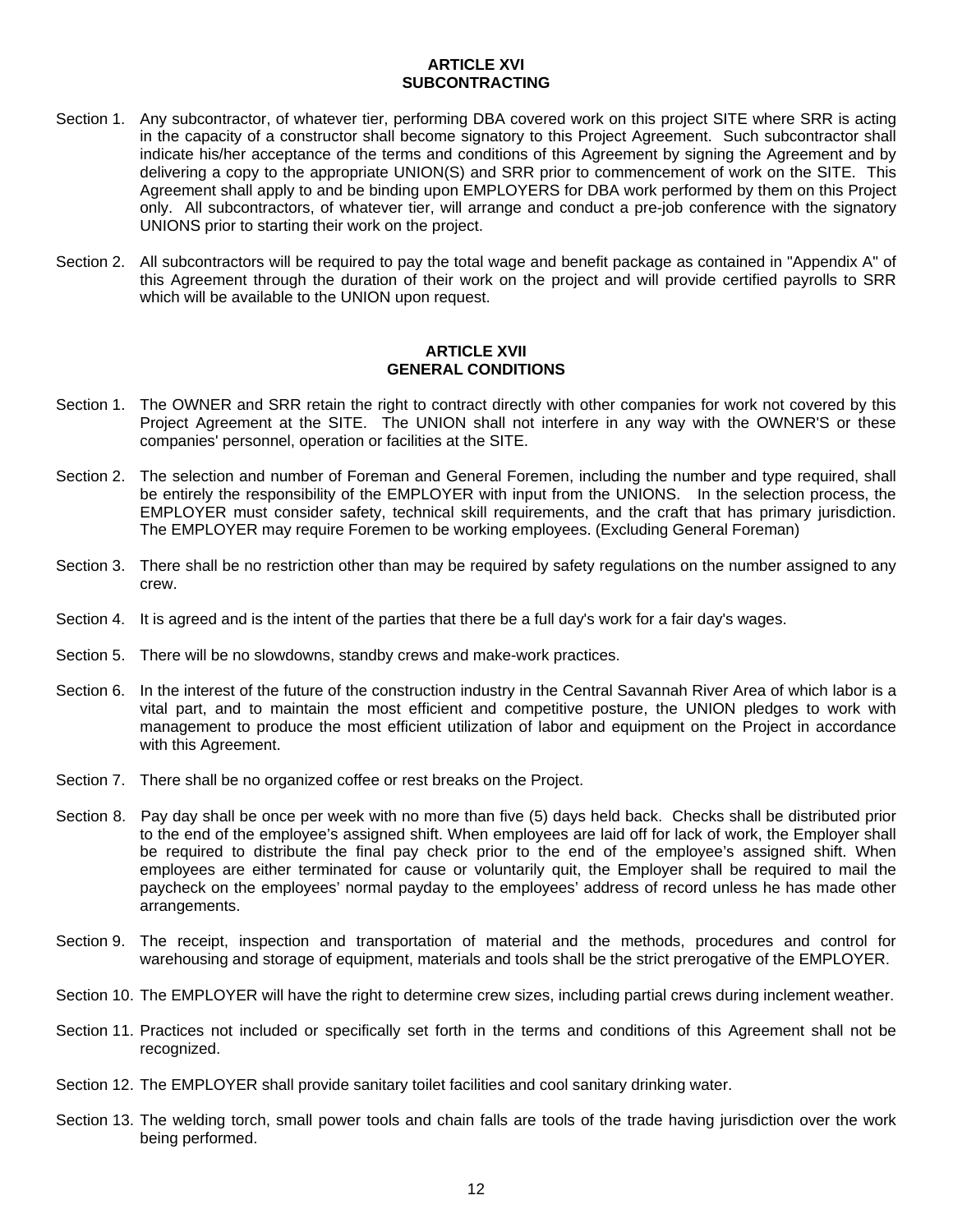## ARTICLE XVI
## SUBCONTRACTING

Section 1. Any subcontractor, of whatever tier, performing DBA covered work on this project SITE where SRR is acting in the capacity of a constructor shall become signatory to this Project Agreement. Such subcontractor shall indicate his/her acceptance of the terms and conditions of this Agreement by signing the Agreement and by delivering a copy to the appropriate UNION(S) and SRR prior to commencement of work on the SITE. This Agreement shall apply to and be binding upon EMPLOYERS for DBA work performed by them on this Project only. All subcontractors, of whatever tier, will arrange and conduct a pre-job conference with the signatory UNIONS prior to starting their work on the project.

Section 2. All subcontractors will be required to pay the total wage and benefit package as contained in "Appendix A" of this Agreement through the duration of their work on the project and will provide certified payrolls to SRR which will be available to the UNION upon request.

## ARTICLE XVII
## GENERAL CONDITIONS

Section 1. The OWNER and SRR retain the right to contract directly with other companies for work not covered by this Project Agreement at the SITE. The UNION shall not interfere in any way with the OWNER'S or these companies' personnel, operation or facilities at the SITE.

Section 2. The selection and number of Foreman and General Foremen, including the number and type required, shall be entirely the responsibility of the EMPLOYER with input from the UNIONS. In the selection process, the EMPLOYER must consider safety, technical skill requirements, and the craft that has primary jurisdiction. The EMPLOYER may require Foremen to be working employees. (Excluding General Foreman)

Section 3. There shall be no restriction other than may be required by safety regulations on the number assigned to any crew.

Section 4. It is agreed and is the intent of the parties that there be a full day's work for a fair day's wages.

Section 5. There will be no slowdowns, standby crews and make-work practices.

Section 6. In the interest of the future of the construction industry in the Central Savannah River Area of which labor is a vital part, and to maintain the most efficient and competitive posture, the UNION pledges to work with management to produce the most efficient utilization of labor and equipment on the Project in accordance with this Agreement.

Section 7. There shall be no organized coffee or rest breaks on the Project.

Section 8. Pay day shall be once per week with no more than five (5) days held back. Checks shall be distributed prior to the end of the employee's assigned shift. When employees are laid off for lack of work, the Employer shall be required to distribute the final pay check prior to the end of the employee's assigned shift. When employees are either terminated for cause or voluntarily quit, the Employer shall be required to mail the paycheck on the employees' normal payday to the employees' address of record unless he has made other arrangements.

Section 9. The receipt, inspection and transportation of material and the methods, procedures and control for warehousing and storage of equipment, materials and tools shall be the strict prerogative of the EMPLOYER.

Section 10. The EMPLOYER will have the right to determine crew sizes, including partial crews during inclement weather.

Section 11. Practices not included or specifically set forth in the terms and conditions of this Agreement shall not be recognized.

Section 12. The EMPLOYER shall provide sanitary toilet facilities and cool sanitary drinking water.

Section 13. The welding torch, small power tools and chain falls are tools of the trade having jurisdiction over the work being performed.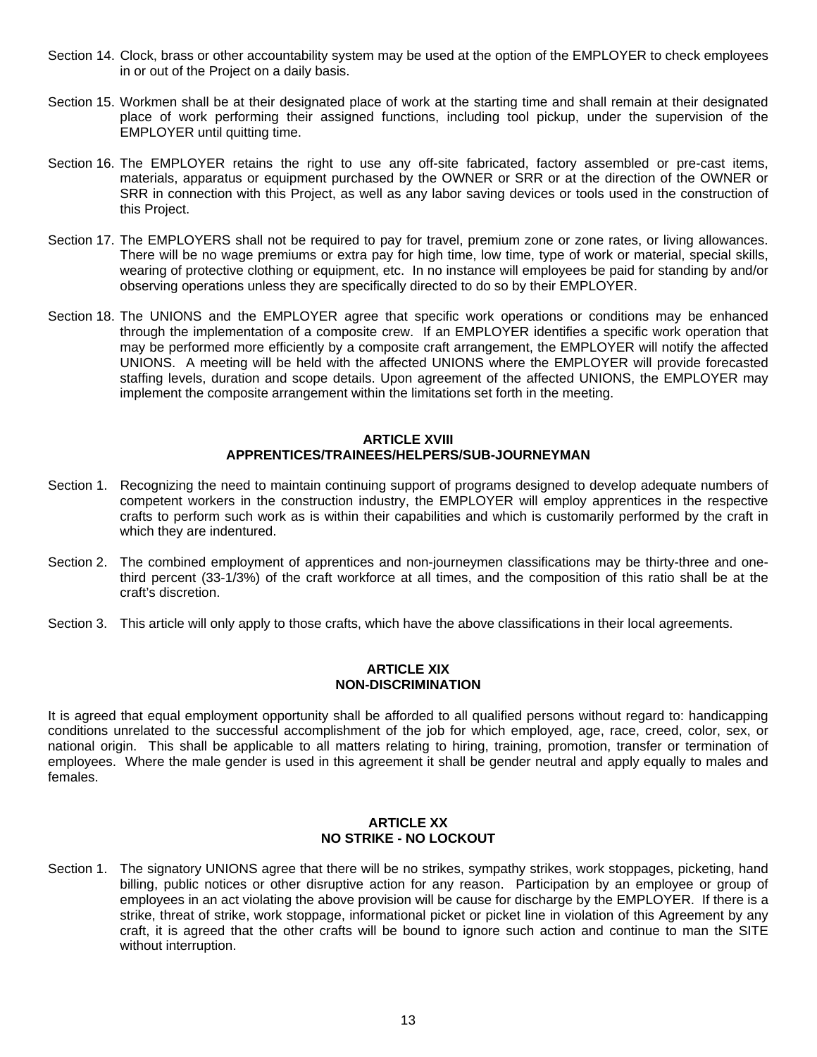Section 14. Clock, brass or other accountability system may be used at the option of the EMPLOYER to check employees in or out of the Project on a daily basis.

Section 15. Workmen shall be at their designated place of work at the starting time and shall remain at their designated place of work performing their assigned functions, including tool pickup, under the supervision of the EMPLOYER until quitting time.

Section 16. The EMPLOYER retains the right to use any off-site fabricated, factory assembled or pre-cast items, materials, apparatus or equipment purchased by the OWNER or SRR or at the direction of the OWNER or SRR in connection with this Project, as well as any labor saving devices or tools used in the construction of this Project.

Section 17. The EMPLOYERS shall not be required to pay for travel, premium zone or zone rates, or living allowances. There will be no wage premiums or extra pay for high time, low time, type of work or material, special skills, wearing of protective clothing or equipment, etc. In no instance will employees be paid for standing by and/or observing operations unless they are specifically directed to do so by their EMPLOYER.

Section 18. The UNIONS and the EMPLOYER agree that specific work operations or conditions may be enhanced through the implementation of a composite crew. If an EMPLOYER identifies a specific work operation that may be performed more efficiently by a composite craft arrangement, the EMPLOYER will notify the affected UNIONS. A meeting will be held with the affected UNIONS where the EMPLOYER will provide forecasted staffing levels, duration and scope details. Upon agreement of the affected UNIONS, the EMPLOYER may implement the composite arrangement within the limitations set forth in the meeting.

## ARTICLE XVIII
## APPRENTICES/TRAINEES/HELPERS/SUB-JOURNEYMAN

Section 1. Recognizing the need to maintain continuing support of programs designed to develop adequate numbers of competent workers in the construction industry, the EMPLOYER will employ apprentices in the respective crafts to perform such work as is within their capabilities and which is customarily performed by the craft in which they are indentured.

Section 2. The combined employment of apprentices and non-journeymen classifications may be thirty-three and one-third percent (33-1/3%) of the craft workforce at all times, and the composition of this ratio shall be at the craft's discretion.

Section 3. This article will only apply to those crafts, which have the above classifications in their local agreements.

## ARTICLE XIX
## NON-DISCRIMINATION

It is agreed that equal employment opportunity shall be afforded to all qualified persons without regard to: handicapping conditions unrelated to the successful accomplishment of the job for which employed, age, race, creed, color, sex, or national origin. This shall be applicable to all matters relating to hiring, training, promotion, transfer or termination of employees. Where the male gender is used in this agreement it shall be gender neutral and apply equally to males and females.

## ARTICLE XX
## NO STRIKE - NO LOCKOUT

Section 1. The signatory UNIONS agree that there will be no strikes, sympathy strikes, work stoppages, picketing, hand billing, public notices or other disruptive action for any reason. Participation by an employee or group of employees in an act violating the above provision will be cause for discharge by the EMPLOYER. If there is a strike, threat of strike, work stoppage, informational picket or picket line in violation of this Agreement by any craft, it is agreed that the other crafts will be bound to ignore such action and continue to man the SITE without interruption.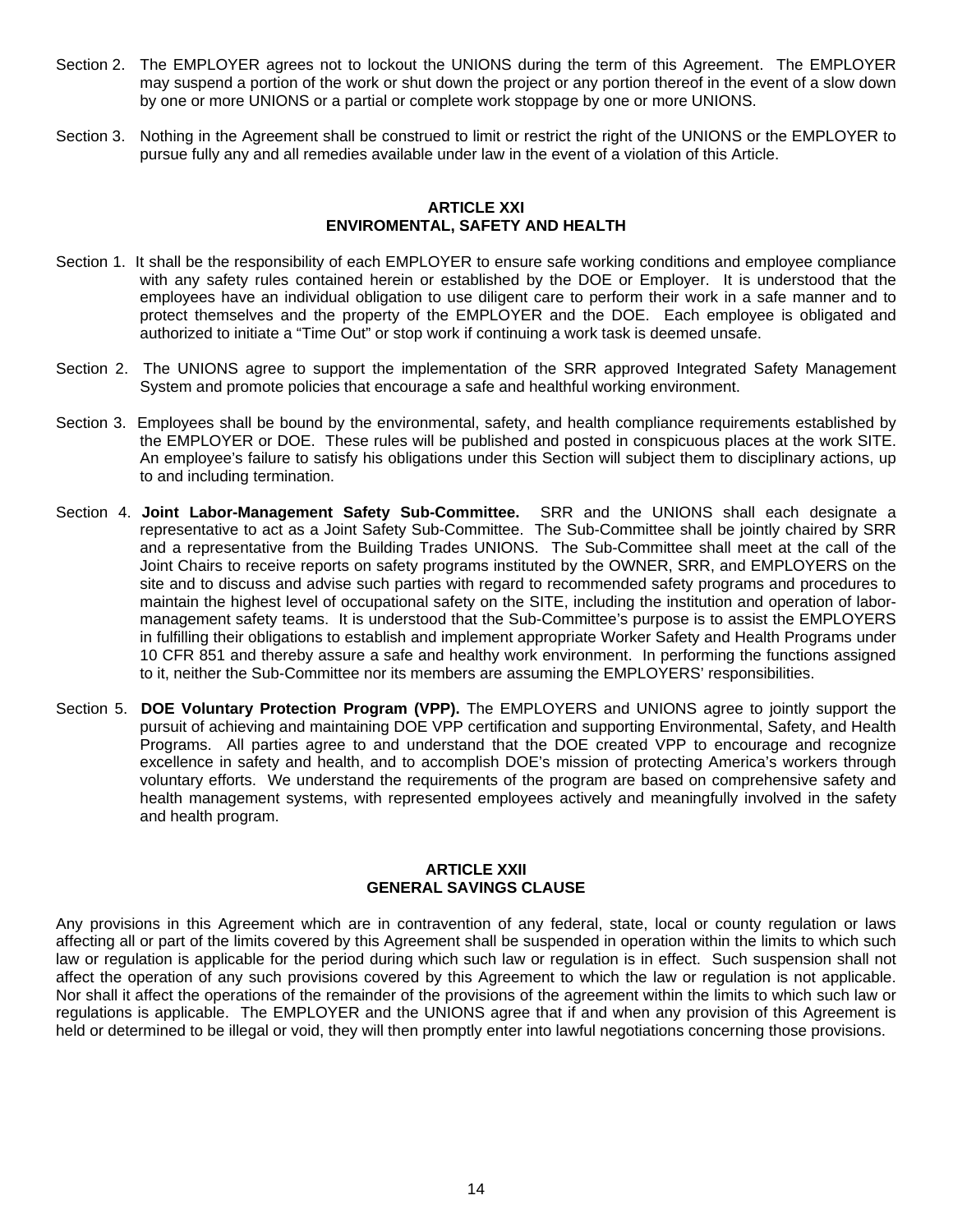Section 2. The EMPLOYER agrees not to lockout the UNIONS during the term of this Agreement. The EMPLOYER may suspend a portion of the work or shut down the project or any portion thereof in the event of a slow down by one or more UNIONS or a partial or complete work stoppage by one or more UNIONS.

Section 3. Nothing in the Agreement shall be construed to limit or restrict the right of the UNIONS or the EMPLOYER to pursue fully any and all remedies available under law in the event of a violation of this Article.

## ARTICLE XXI
## ENVIROMENTAL, SAFETY AND HEALTH

Section 1. It shall be the responsibility of each EMPLOYER to ensure safe working conditions and employee compliance with any safety rules contained herein or established by the DOE or Employer. It is understood that the employees have an individual obligation to use diligent care to perform their work in a safe manner and to protect themselves and the property of the EMPLOYER and the DOE. Each employee is obligated and authorized to initiate a "Time Out" or stop work if continuing a work task is deemed unsafe.

Section 2. The UNIONS agree to support the implementation of the SRR approved Integrated Safety Management System and promote policies that encourage a safe and healthful working environment.

Section 3. Employees shall be bound by the environmental, safety, and health compliance requirements established by the EMPLOYER or DOE. These rules will be published and posted in conspicuous places at the work SITE. An employee's failure to satisfy his obligations under this Section will subject them to disciplinary actions, up to and including termination.

Section 4. **Joint Labor-Management Safety Sub-Committee.** SRR and the UNIONS shall each designate a representative to act as a Joint Safety Sub-Committee. The Sub-Committee shall be jointly chaired by SRR and a representative from the Building Trades UNIONS. The Sub-Committee shall meet at the call of the Joint Chairs to receive reports on safety programs instituted by the OWNER, SRR, and EMPLOYERS on the site and to discuss and advise such parties with regard to recommended safety programs and procedures to maintain the highest level of occupational safety on the SITE, including the institution and operation of labor-management safety teams. It is understood that the Sub-Committee's purpose is to assist the EMPLOYERS in fulfilling their obligations to establish and implement appropriate Worker Safety and Health Programs under 10 CFR 851 and thereby assure a safe and healthy work environment. In performing the functions assigned to it, neither the Sub-Committee nor its members are assuming the EMPLOYERS' responsibilities.

Section 5. **DOE Voluntary Protection Program (VPP).** The EMPLOYERS and UNIONS agree to jointly support the pursuit of achieving and maintaining DOE VPP certification and supporting Environmental, Safety, and Health Programs. All parties agree to and understand that the DOE created VPP to encourage and recognize excellence in safety and health, and to accomplish DOE's mission of protecting America's workers through voluntary efforts. We understand the requirements of the program are based on comprehensive safety and health management systems, with represented employees actively and meaningfully involved in the safety and health program.

## ARTICLE XXII
## GENERAL SAVINGS CLAUSE

Any provisions in this Agreement which are in contravention of any federal, state, local or county regulation or laws affecting all or part of the limits covered by this Agreement shall be suspended in operation within the limits to which such law or regulation is applicable for the period during which such law or regulation is in effect. Such suspension shall not affect the operation of any such provisions covered by this Agreement to which the law or regulation is not applicable. Nor shall it affect the operations of the remainder of the provisions of the agreement within the limits to which such law or regulations is applicable. The EMPLOYER and the UNIONS agree that if and when any provision of this Agreement is held or determined to be illegal or void, they will then promptly enter into lawful negotiations concerning those provisions.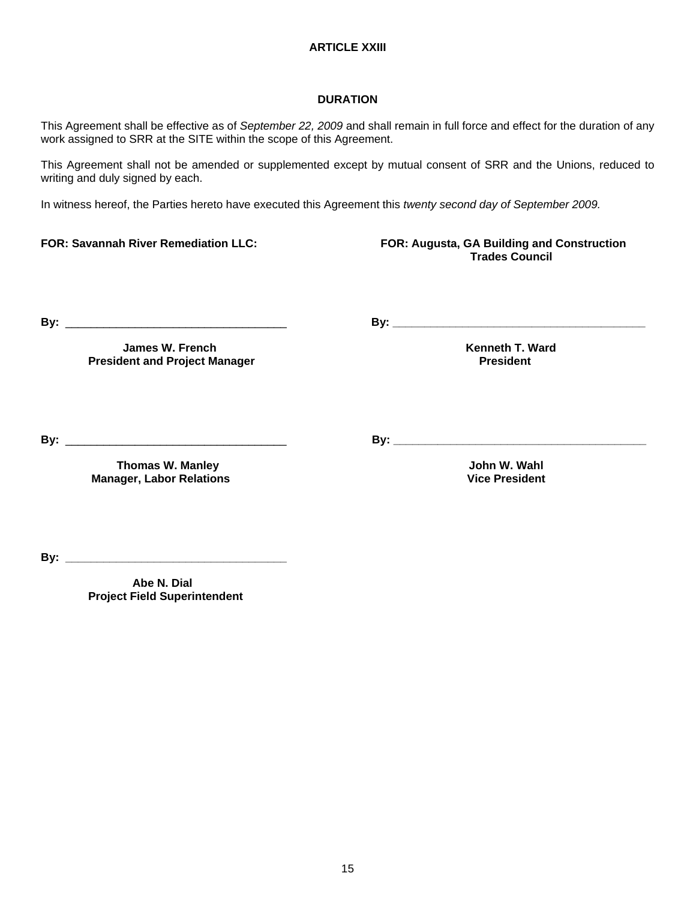## ARTICLE XXIII

### DURATION

This Agreement shall be effective as of *September 22, 2009* and shall remain in full force and effect for the duration of any work assigned to SRR at the SITE within the scope of this Agreement.

This Agreement shall not be amended or supplemented except by mutual consent of SRR and the Unions, reduced to writing and duly signed by each.

In witness hereof, the Parties hereto have executed this Agreement this *twenty second day of September 2009.*

**FOR: Savannah River Remediation LLC:**

**By:** ___________________________________

**James W. French**
**President and Project Manager**

**By:** ___________________________________

**Thomas W. Manley**
**Manager, Labor Relations**

**By:** ___________________________________

**Abe N. Dial**
**Project Field Superintendent**

**FOR: Augusta, GA Building and Construction Trades Council**

**By:** ___________________________________

**Kenneth T. Ward**
**President**

**By:** ___________________________________

**John W. Wahl**
**Vice President**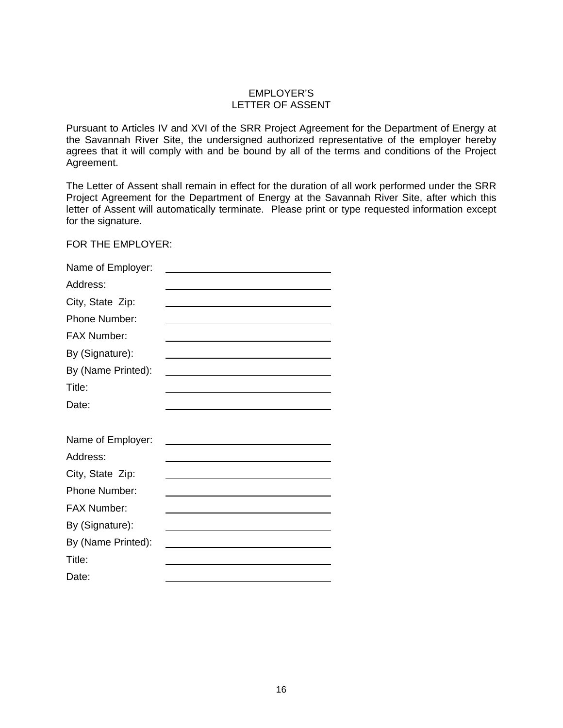# EMPLOYER'S LETTER OF ASSENT

Pursuant to Articles IV and XVI of the SRR Project Agreement for the Department of Energy at the Savannah River Site, the undersigned authorized representative of the employer hereby agrees that it will comply with and be bound by all of the terms and conditions of the Project Agreement.

The Letter of Assent shall remain in effect for the duration of all work performed under the SRR Project Agreement for the Department of Energy at the Savannah River Site, after which this letter of Assent will automatically terminate. Please print or type requested information except for the signature.

FOR THE EMPLOYER:

Name of Employer: ______________________________

Address: ______________________________

City, State Zip: ______________________________

Phone Number: ______________________________

FAX Number: ______________________________

By (Signature): ______________________________

By (Name Printed): ______________________________

Title: ______________________________

Date: ______________________________

Name of Employer: ______________________________

Address: ______________________________

City, State Zip: ______________________________

Phone Number: ______________________________

FAX Number: ______________________________

By (Signature): ______________________________

By (Name Printed): ______________________________

Title: ______________________________

Date: ______________________________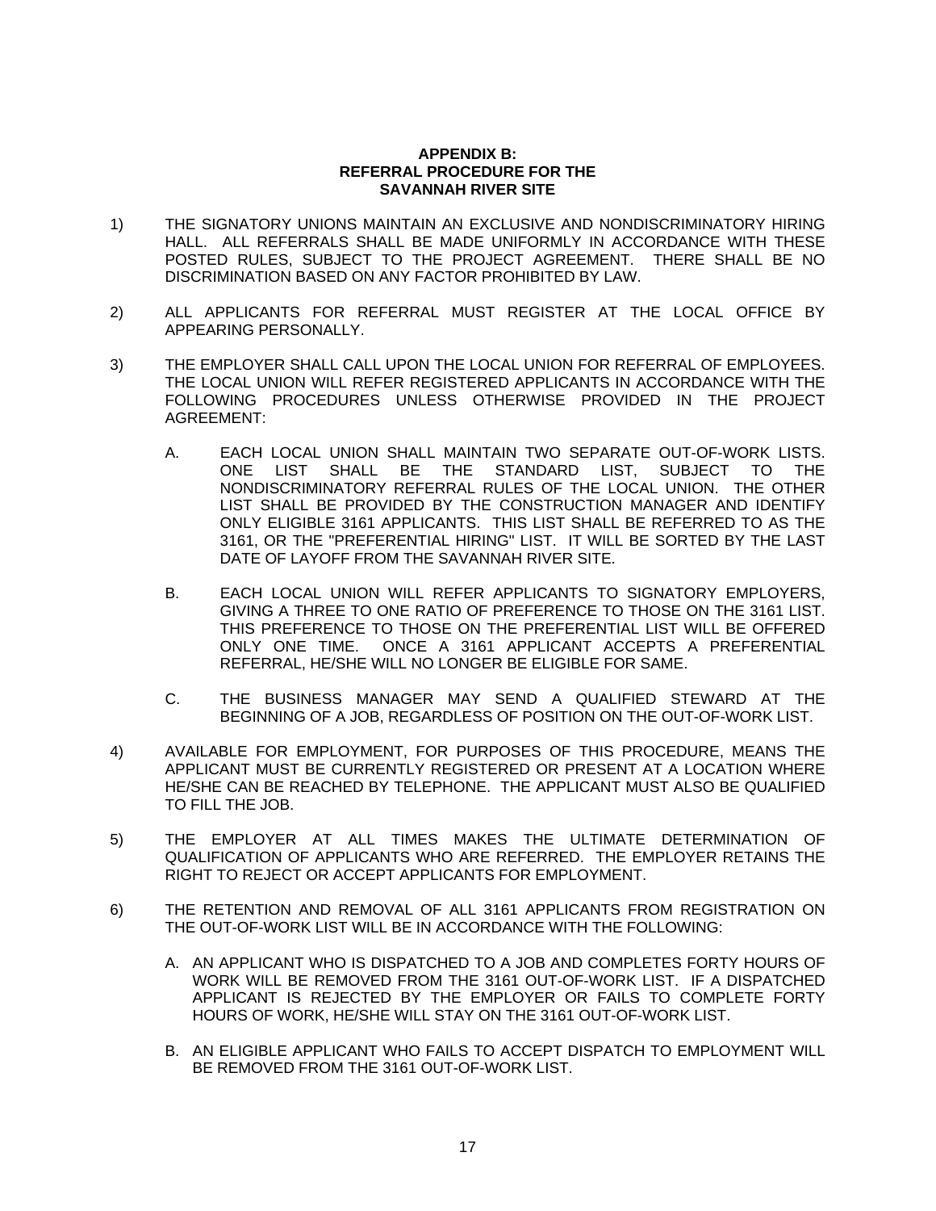# APPENDIX B:
# REFERRAL PROCEDURE FOR THE SAVANNAH RIVER SITE

1) THE SIGNATORY UNIONS MAINTAIN AN EXCLUSIVE AND NONDISCRIMINATORY HIRING HALL. ALL REFERRALS SHALL BE MADE UNIFORMLY IN ACCORDANCE WITH THESE POSTED RULES, SUBJECT TO THE PROJECT AGREEMENT. THERE SHALL BE NO DISCRIMINATION BASED ON ANY FACTOR PROHIBITED BY LAW.

2) ALL APPLICANTS FOR REFERRAL MUST REGISTER AT THE LOCAL OFFICE BY APPEARING PERSONALLY.

3) THE EMPLOYER SHALL CALL UPON THE LOCAL UNION FOR REFERRAL OF EMPLOYEES. THE LOCAL UNION WILL REFER REGISTERED APPLICANTS IN ACCORDANCE WITH THE FOLLOWING PROCEDURES UNLESS OTHERWISE PROVIDED IN THE PROJECT AGREEMENT:

   A. EACH LOCAL UNION SHALL MAINTAIN TWO SEPARATE OUT-OF-WORK LISTS. ONE LIST SHALL BE THE STANDARD LIST, SUBJECT TO THE NONDISCRIMINATORY REFERRAL RULES OF THE LOCAL UNION. THE OTHER LIST SHALL BE PROVIDED BY THE CONSTRUCTION MANAGER AND IDENTIFY ONLY ELIGIBLE 3161 APPLICANTS. THIS LIST SHALL BE REFERRED TO AS THE 3161, OR THE "PREFERENTIAL HIRING" LIST. IT WILL BE SORTED BY THE LAST DATE OF LAYOFF FROM THE SAVANNAH RIVER SITE.

   B. EACH LOCAL UNION WILL REFER APPLICANTS TO SIGNATORY EMPLOYERS, GIVING A THREE TO ONE RATIO OF PREFERENCE TO THOSE ON THE 3161 LIST. THIS PREFERENCE TO THOSE ON THE PREFERENTIAL LIST WILL BE OFFERED ONLY ONE TIME. ONCE A 3161 APPLICANT ACCEPTS A PREFERENTIAL REFERRAL, HE/SHE WILL NO LONGER BE ELIGIBLE FOR SAME.

   C. THE BUSINESS MANAGER MAY SEND A QUALIFIED STEWARD AT THE BEGINNING OF A JOB, REGARDLESS OF POSITION ON THE OUT-OF-WORK LIST.

4) AVAILABLE FOR EMPLOYMENT, FOR PURPOSES OF THIS PROCEDURE, MEANS THE APPLICANT MUST BE CURRENTLY REGISTERED OR PRESENT AT A LOCATION WHERE HE/SHE CAN BE REACHED BY TELEPHONE. THE APPLICANT MUST ALSO BE QUALIFIED TO FILL THE JOB.

5) THE EMPLOYER AT ALL TIMES MAKES THE ULTIMATE DETERMINATION OF QUALIFICATION OF APPLICANTS WHO ARE REFERRED. THE EMPLOYER RETAINS THE RIGHT TO REJECT OR ACCEPT APPLICANTS FOR EMPLOYMENT.

6) THE RETENTION AND REMOVAL OF ALL 3161 APPLICANTS FROM REGISTRATION ON THE OUT-OF-WORK LIST WILL BE IN ACCORDANCE WITH THE FOLLOWING:

   A. AN APPLICANT WHO IS DISPATCHED TO A JOB AND COMPLETES FORTY HOURS OF WORK WILL BE REMOVED FROM THE 3161 OUT-OF-WORK LIST. IF A DISPATCHED APPLICANT IS REJECTED BY THE EMPLOYER OR FAILS TO COMPLETE FORTY HOURS OF WORK, HE/SHE WILL STAY ON THE 3161 OUT-OF-WORK LIST.

   B. AN ELIGIBLE APPLICANT WHO FAILS TO ACCEPT DISPATCH TO EMPLOYMENT WILL BE REMOVED FROM THE 3161 OUT-OF-WORK LIST.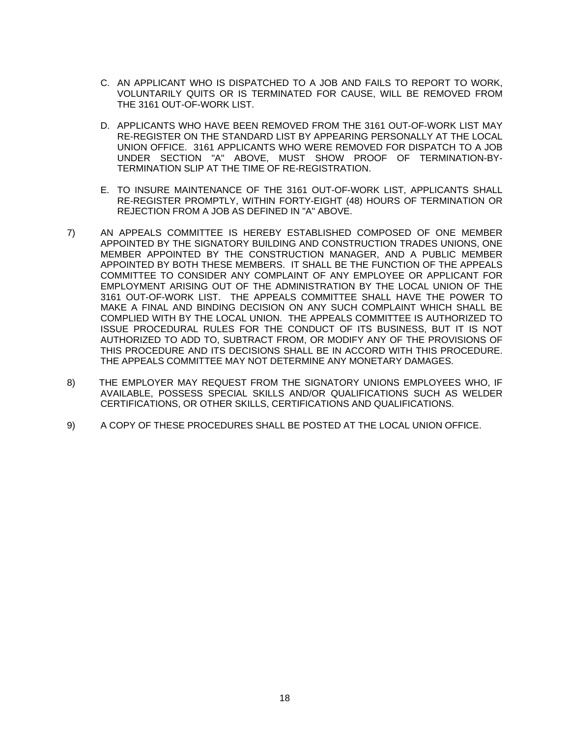C. AN APPLICANT WHO IS DISPATCHED TO A JOB AND FAILS TO REPORT TO WORK, VOLUNTARILY QUITS OR IS TERMINATED FOR CAUSE, WILL BE REMOVED FROM THE 3161 OUT-OF-WORK LIST.

D. APPLICANTS WHO HAVE BEEN REMOVED FROM THE 3161 OUT-OF-WORK LIST MAY RE-REGISTER ON THE STANDARD LIST BY APPEARING PERSONALLY AT THE LOCAL UNION OFFICE. 3161 APPLICANTS WHO WERE REMOVED FOR DISPATCH TO A JOB UNDER SECTION "A" ABOVE, MUST SHOW PROOF OF TERMINATION-BY-TERMINATION SLIP AT THE TIME OF RE-REGISTRATION.

E. TO INSURE MAINTENANCE OF THE 3161 OUT-OF-WORK LIST, APPLICANTS SHALL RE-REGISTER PROMPTLY, WITHIN FORTY-EIGHT (48) HOURS OF TERMINATION OR REJECTION FROM A JOB AS DEFINED IN "A" ABOVE.

7) AN APPEALS COMMITTEE IS HEREBY ESTABLISHED COMPOSED OF ONE MEMBER APPOINTED BY THE SIGNATORY BUILDING AND CONSTRUCTION TRADES UNIONS, ONE MEMBER APPOINTED BY THE CONSTRUCTION MANAGER, AND A PUBLIC MEMBER APPOINTED BY BOTH THESE MEMBERS. IT SHALL BE THE FUNCTION OF THE APPEALS COMMITTEE TO CONSIDER ANY COMPLAINT OF ANY EMPLOYEE OR APPLICANT FOR EMPLOYMENT ARISING OUT OF THE ADMINISTRATION BY THE LOCAL UNION OF THE 3161 OUT-OF-WORK LIST. THE APPEALS COMMITTEE SHALL HAVE THE POWER TO MAKE A FINAL AND BINDING DECISION ON ANY SUCH COMPLAINT WHICH SHALL BE COMPLIED WITH BY THE LOCAL UNION. THE APPEALS COMMITTEE IS AUTHORIZED TO ISSUE PROCEDURAL RULES FOR THE CONDUCT OF ITS BUSINESS, BUT IT IS NOT AUTHORIZED TO ADD TO, SUBTRACT FROM, OR MODIFY ANY OF THE PROVISIONS OF THIS PROCEDURE AND ITS DECISIONS SHALL BE IN ACCORD WITH THIS PROCEDURE. THE APPEALS COMMITTEE MAY NOT DETERMINE ANY MONETARY DAMAGES.

8) THE EMPLOYER MAY REQUEST FROM THE SIGNATORY UNIONS EMPLOYEES WHO, IF AVAILABLE, POSSESS SPECIAL SKILLS AND/OR QUALIFICATIONS SUCH AS WELDER CERTIFICATIONS, OR OTHER SKILLS, CERTIFICATIONS AND QUALIFICATIONS.

9) A COPY OF THESE PROCEDURES SHALL BE POSTED AT THE LOCAL UNION OFFICE.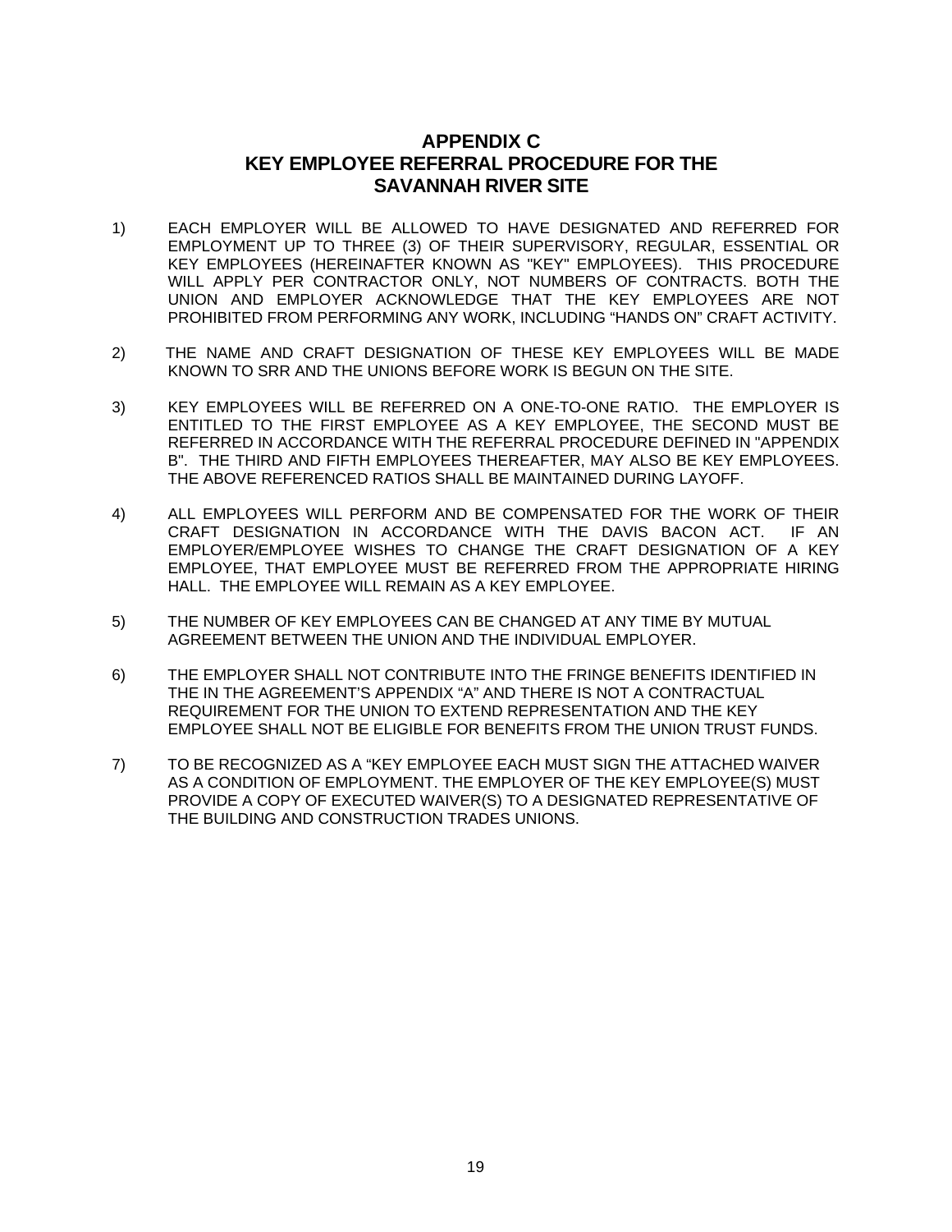# APPENDIX C
# KEY EMPLOYEE REFERRAL PROCEDURE FOR THE SAVANNAH RIVER SITE

1) EACH EMPLOYER WILL BE ALLOWED TO HAVE DESIGNATED AND REFERRED FOR EMPLOYMENT UP TO THREE (3) OF THEIR SUPERVISORY, REGULAR, ESSENTIAL OR KEY EMPLOYEES (HEREINAFTER KNOWN AS "KEY" EMPLOYEES). THIS PROCEDURE WILL APPLY PER CONTRACTOR ONLY, NOT NUMBERS OF CONTRACTS. BOTH THE UNION AND EMPLOYER ACKNOWLEDGE THAT THE KEY EMPLOYEES ARE NOT PROHIBITED FROM PERFORMING ANY WORK, INCLUDING "HANDS ON" CRAFT ACTIVITY.

2) THE NAME AND CRAFT DESIGNATION OF THESE KEY EMPLOYEES WILL BE MADE KNOWN TO SRR AND THE UNIONS BEFORE WORK IS BEGUN ON THE SITE.

3) KEY EMPLOYEES WILL BE REFERRED ON A ONE-TO-ONE RATIO. THE EMPLOYER IS ENTITLED TO THE FIRST EMPLOYEE AS A KEY EMPLOYEE, THE SECOND MUST BE REFERRED IN ACCORDANCE WITH THE REFERRAL PROCEDURE DEFINED IN "APPENDIX B". THE THIRD AND FIFTH EMPLOYEES THEREAFTER, MAY ALSO BE KEY EMPLOYEES. THE ABOVE REFERENCED RATIOS SHALL BE MAINTAINED DURING LAYOFF.

4) ALL EMPLOYEES WILL PERFORM AND BE COMPENSATED FOR THE WORK OF THEIR CRAFT DESIGNATION IN ACCORDANCE WITH THE DAVIS BACON ACT. IF AN EMPLOYER/EMPLOYEE WISHES TO CHANGE THE CRAFT DESIGNATION OF A KEY EMPLOYEE, THAT EMPLOYEE MUST BE REFERRED FROM THE APPROPRIATE HIRING HALL. THE EMPLOYEE WILL REMAIN AS A KEY EMPLOYEE.

5) THE NUMBER OF KEY EMPLOYEES CAN BE CHANGED AT ANY TIME BY MUTUAL AGREEMENT BETWEEN THE UNION AND THE INDIVIDUAL EMPLOYER.

6) THE EMPLOYER SHALL NOT CONTRIBUTE INTO THE FRINGE BENEFITS IDENTIFIED IN THE IN THE AGREEMENT'S APPENDIX "A" AND THERE IS NOT A CONTRACTUAL REQUIREMENT FOR THE UNION TO EXTEND REPRESENTATION AND THE KEY EMPLOYEE SHALL NOT BE ELIGIBLE FOR BENEFITS FROM THE UNION TRUST FUNDS.

7) TO BE RECOGNIZED AS A "KEY EMPLOYEE EACH MUST SIGN THE ATTACHED WAIVER AS A CONDITION OF EMPLOYMENT. THE EMPLOYER OF THE KEY EMPLOYEE(S) MUST PROVIDE A COPY OF EXECUTED WAIVER(S) TO A DESIGNATED REPRESENTATIVE OF THE BUILDING AND CONSTRUCTION TRADES UNIONS.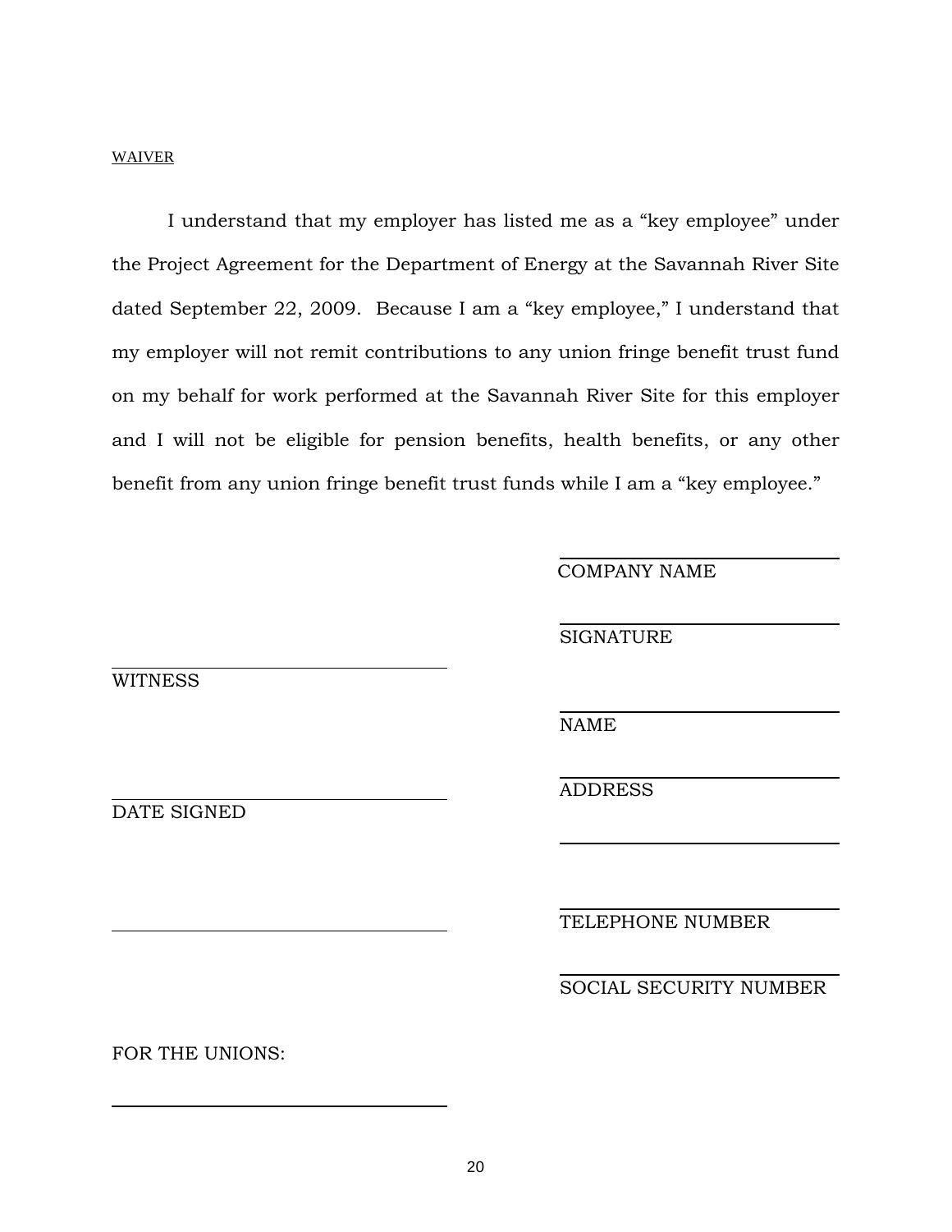WAIVER

I understand that my employer has listed me as a "key employee" under the Project Agreement for the Department of Energy at the Savannah River Site dated September 22, 2009. Because I am a "key employee," I understand that my employer will not remit contributions to any union fringe benefit trust fund on my behalf for work performed at the Savannah River Site for this employer and I will not be eligible for pension benefits, health benefits, or any other benefit from any union fringe benefit trust funds while I am a "key employee."

\_\_\_\_\_\_\_\_\_\_\_\_\_\_\_\_\_\_\_\_\_\_\_\_\_\_\_\_
COMPANY NAME

\_\_\_\_\_\_\_\_\_\_\_\_\_\_\_\_\_\_\_\_\_\_\_\_\_\_\_\_
SIGNATURE

\_\_\_\_\_\_\_\_\_\_\_\_\_\_\_\_\_\_\_\_\_\_\_\_\_\_\_\_
WITNESS

\_\_\_\_\_\_\_\_\_\_\_\_\_\_\_\_\_\_\_\_\_\_\_\_\_\_\_\_
NAME

\_\_\_\_\_\_\_\_\_\_\_\_\_\_\_\_\_\_\_\_\_\_\_\_\_\_\_\_
ADDRESS

\_\_\_\_\_\_\_\_\_\_\_\_\_\_\_\_\_\_\_\_\_\_\_\_\_\_\_\_
DATE SIGNED

\_\_\_\_\_\_\_\_\_\_\_\_\_\_\_\_\_\_\_\_\_\_\_\_\_\_\_\_

\_\_\_\_\_\_\_\_\_\_\_\_\_\_\_\_\_\_\_\_\_\_\_\_\_\_\_\_

\_\_\_\_\_\_\_\_\_\_\_\_\_\_\_\_\_\_\_\_\_\_\_\_\_\_\_\_
TELEPHONE NUMBER

\_\_\_\_\_\_\_\_\_\_\_\_\_\_\_\_\_\_\_\_\_\_\_\_\_\_\_\_
SOCIAL SECURITY NUMBER

FOR THE UNIONS:

\_\_\_\_\_\_\_\_\_\_\_\_\_\_\_\_\_\_\_\_\_\_\_\_\_\_\_\_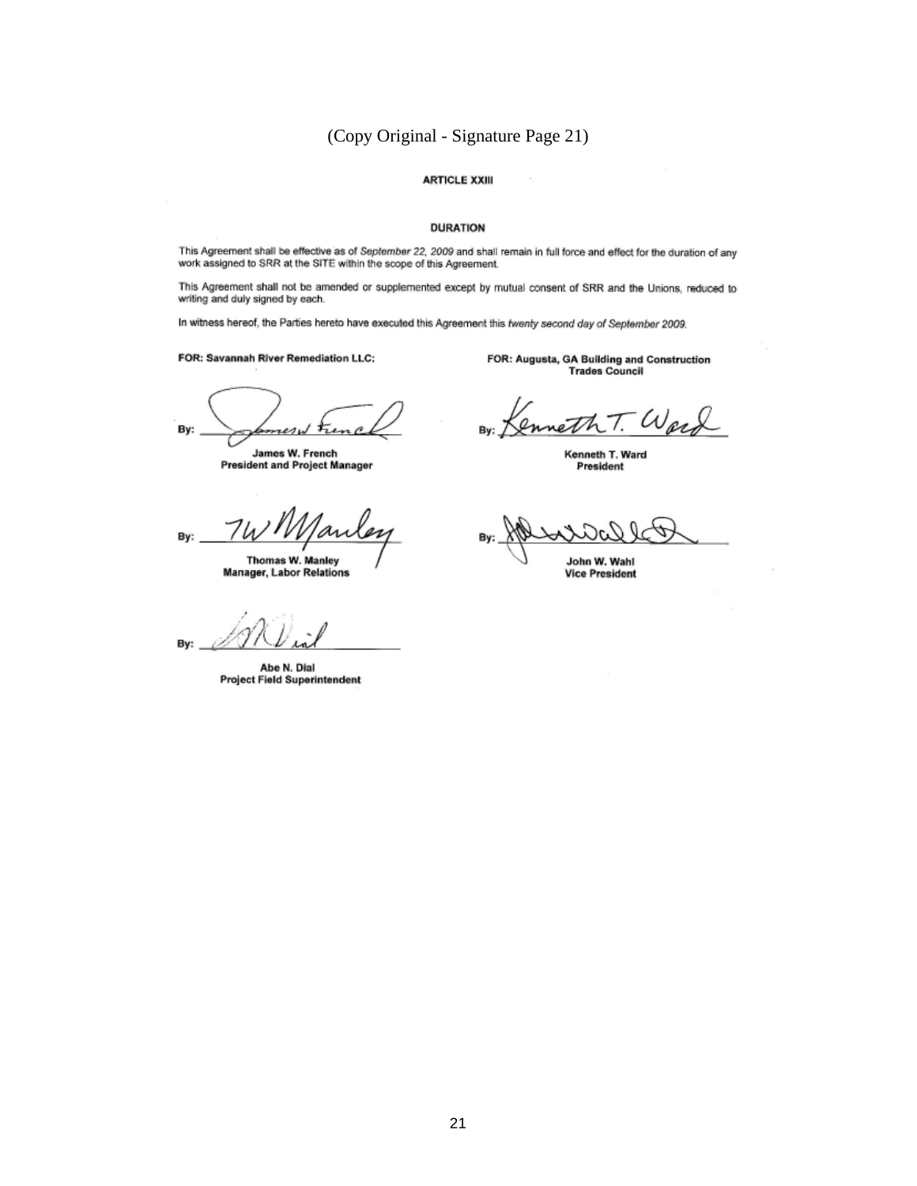(Copy Original - Signature Page 21)

## ARTICLE XXIII

### DURATION

This Agreement shall be effective as of *September 22, 2009* and shall remain in full force and effect for the duration of any work assigned to SRR at the SITE within the scope of this Agreement.

This Agreement shall not be amended or supplemented except by mutual consent of SRR and the Unions, reduced to writing and duly signed by each.

In witness hereof, the Parties hereto have executed this Agreement this *twenty second day of September 2009.*

**FOR: Savannah River Remediation LLC:**

By: James W. French

**James W. French**
**President and Project Manager**

By: TW Manley

**Thomas W. Manley**
**Manager, Labor Relations**

By: A N Dial

**Abe N. Dial**
**Project Field Superintendent**

**FOR: Augusta, GA Building and Construction Trades Council**

By: Kenneth T. Ward

**Kenneth T. Ward**
**President**

By: John W. Wahl

**John W. Wahl**
**Vice President**